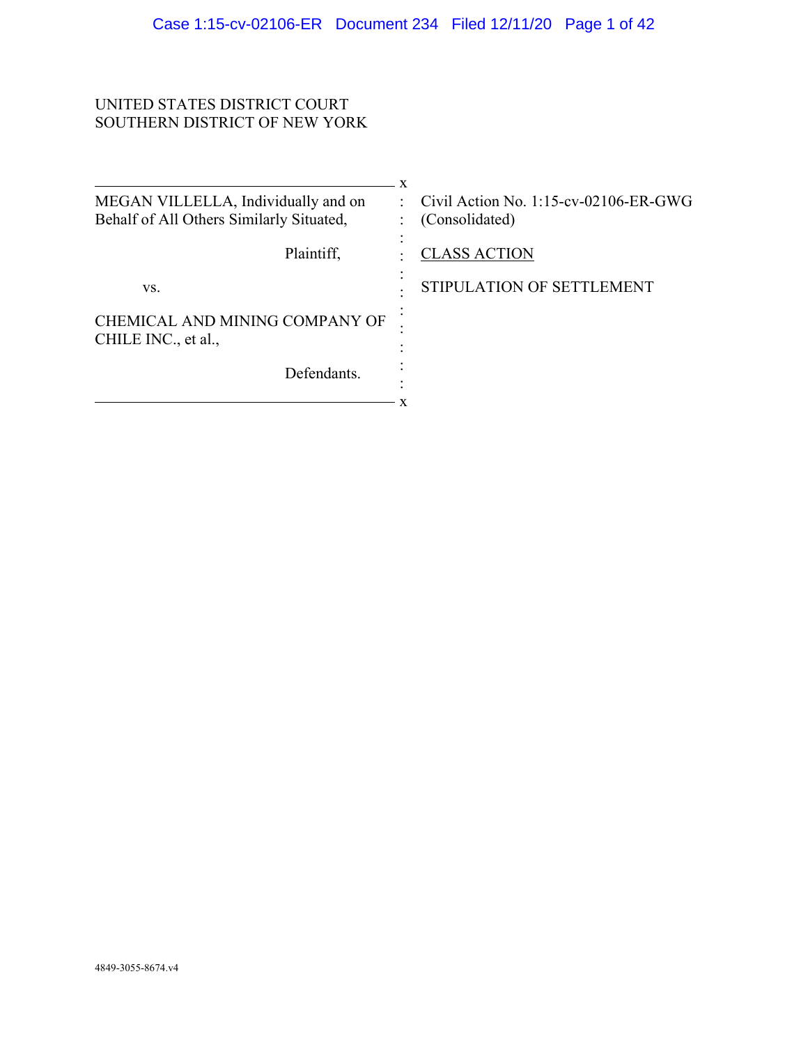UNITED STATES DISTRICT COURT
SOUTHERN DISTRICT OF NEW YORK

| | |
|---|---|
| MEGAN VILLELLA, Individually and on Behalf of All Others Similarly Situated,<br><br>Plaintiff,<br><br>vs.<br><br>CHEMICAL AND MINING COMPANY OF CHILE INC., et al.,<br><br>Defendants. | Civil Action No. 1:15-cv-02106-ER-GWG (Consolidated)<br><br><u>CLASS ACTION</u><br><br>STIPULATION OF SETTLEMENT |

4849-3055-8674.v4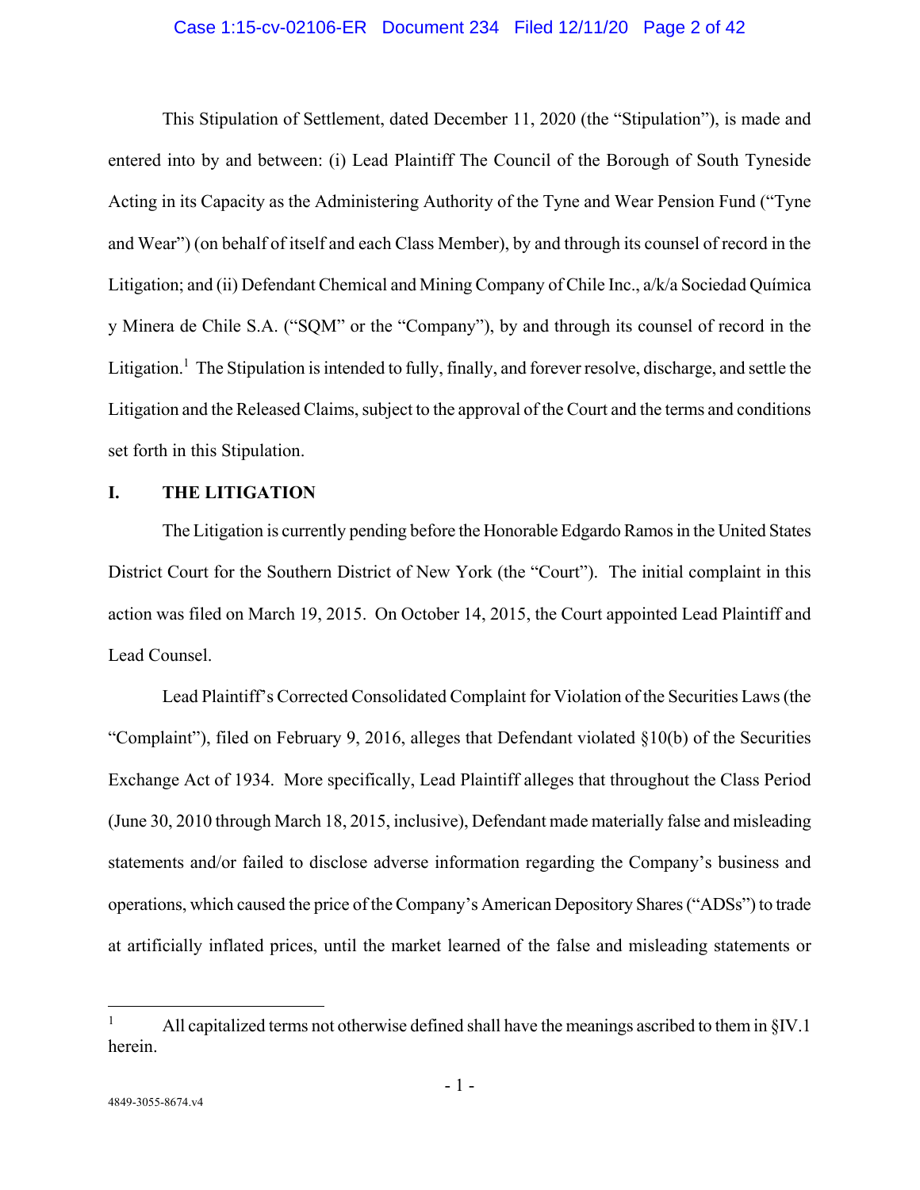This Stipulation of Settlement, dated December 11, 2020 (the "Stipulation"), is made and entered into by and between: (i) Lead Plaintiff The Council of the Borough of South Tyneside Acting in its Capacity as the Administering Authority of the Tyne and Wear Pension Fund ("Tyne and Wear") (on behalf of itself and each Class Member), by and through its counsel of record in the Litigation; and (ii) Defendant Chemical and Mining Company of Chile Inc., a/k/a Sociedad Química y Minera de Chile S.A. ("SQM" or the "Company"), by and through its counsel of record in the Litigation.[1] The Stipulation is intended to fully, finally, and forever resolve, discharge, and settle the Litigation and the Released Claims, subject to the approval of the Court and the terms and conditions set forth in this Stipulation.

## I. THE LITIGATION

The Litigation is currently pending before the Honorable Edgardo Ramos in the United States District Court for the Southern District of New York (the "Court"). The initial complaint in this action was filed on March 19, 2015. On October 14, 2015, the Court appointed Lead Plaintiff and Lead Counsel.

Lead Plaintiff's Corrected Consolidated Complaint for Violation of the Securities Laws (the "Complaint"), filed on February 9, 2016, alleges that Defendant violated §10(b) of the Securities Exchange Act of 1934. More specifically, Lead Plaintiff alleges that throughout the Class Period (June 30, 2010 through March 18, 2015, inclusive), Defendant made materially false and misleading statements and/or failed to disclose adverse information regarding the Company's business and operations, which caused the price of the Company's American Depository Shares ("ADSs") to trade at artificially inflated prices, until the market learned of the false and misleading statements or

[1] All capitalized terms not otherwise defined shall have the meanings ascribed to them in §IV.1 herein.

4849-3055-8674.v4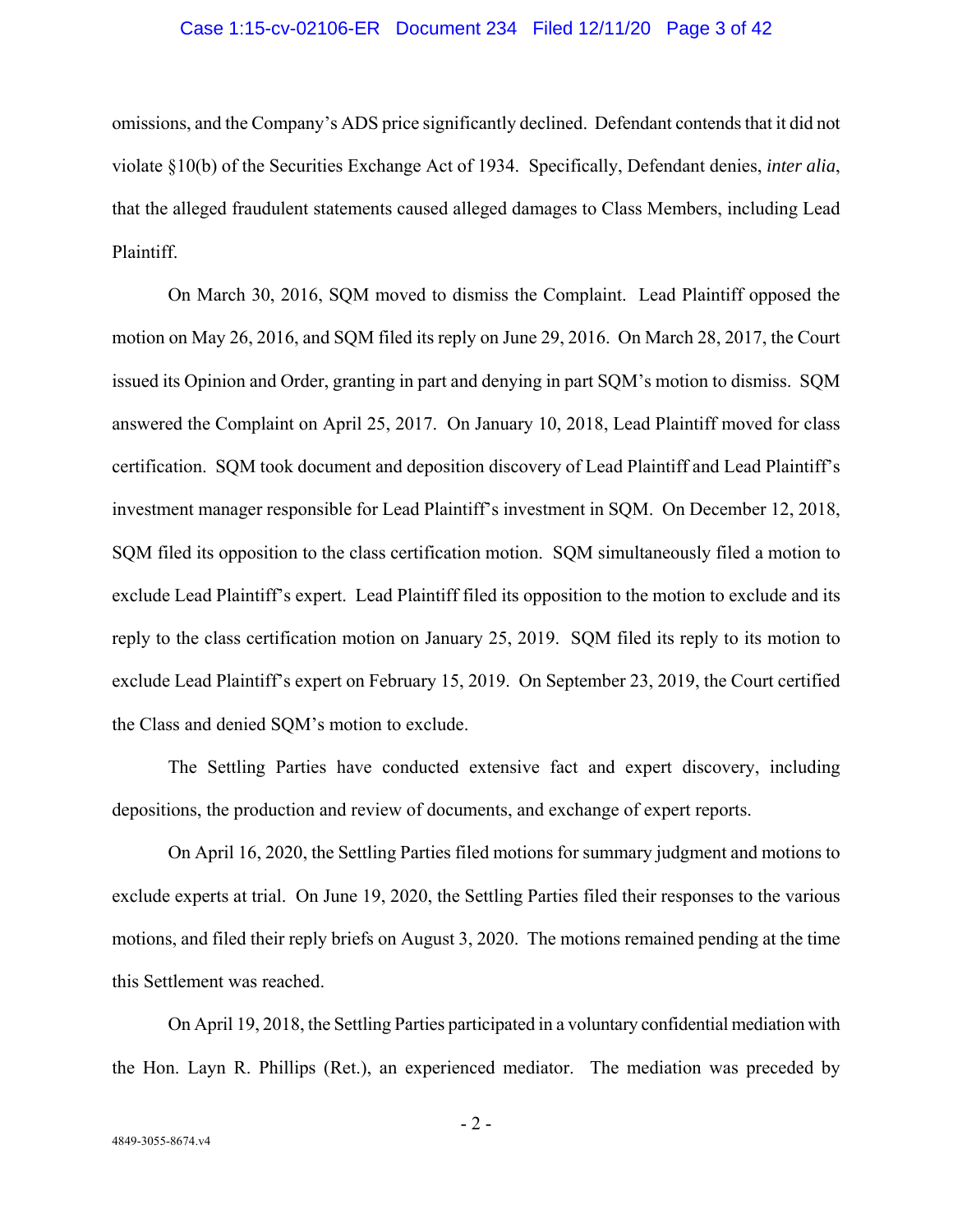omissions, and the Company's ADS price significantly declined. Defendant contends that it did not violate §10(b) of the Securities Exchange Act of 1934. Specifically, Defendant denies, *inter alia*, that the alleged fraudulent statements caused alleged damages to Class Members, including Lead Plaintiff.

On March 30, 2016, SQM moved to dismiss the Complaint. Lead Plaintiff opposed the motion on May 26, 2016, and SQM filed its reply on June 29, 2016. On March 28, 2017, the Court issued its Opinion and Order, granting in part and denying in part SQM's motion to dismiss. SQM answered the Complaint on April 25, 2017. On January 10, 2018, Lead Plaintiff moved for class certification. SQM took document and deposition discovery of Lead Plaintiff and Lead Plaintiff's investment manager responsible for Lead Plaintiff's investment in SQM. On December 12, 2018, SQM filed its opposition to the class certification motion. SQM simultaneously filed a motion to exclude Lead Plaintiff's expert. Lead Plaintiff filed its opposition to the motion to exclude and its reply to the class certification motion on January 25, 2019. SQM filed its reply to its motion to exclude Lead Plaintiff's expert on February 15, 2019. On September 23, 2019, the Court certified the Class and denied SQM's motion to exclude.

The Settling Parties have conducted extensive fact and expert discovery, including depositions, the production and review of documents, and exchange of expert reports.

On April 16, 2020, the Settling Parties filed motions for summary judgment and motions to exclude experts at trial. On June 19, 2020, the Settling Parties filed their responses to the various motions, and filed their reply briefs on August 3, 2020. The motions remained pending at the time this Settlement was reached.

On April 19, 2018, the Settling Parties participated in a voluntary confidential mediation with the Hon. Layn R. Phillips (Ret.), an experienced mediator. The mediation was preceded by

4849-3055-8674.v4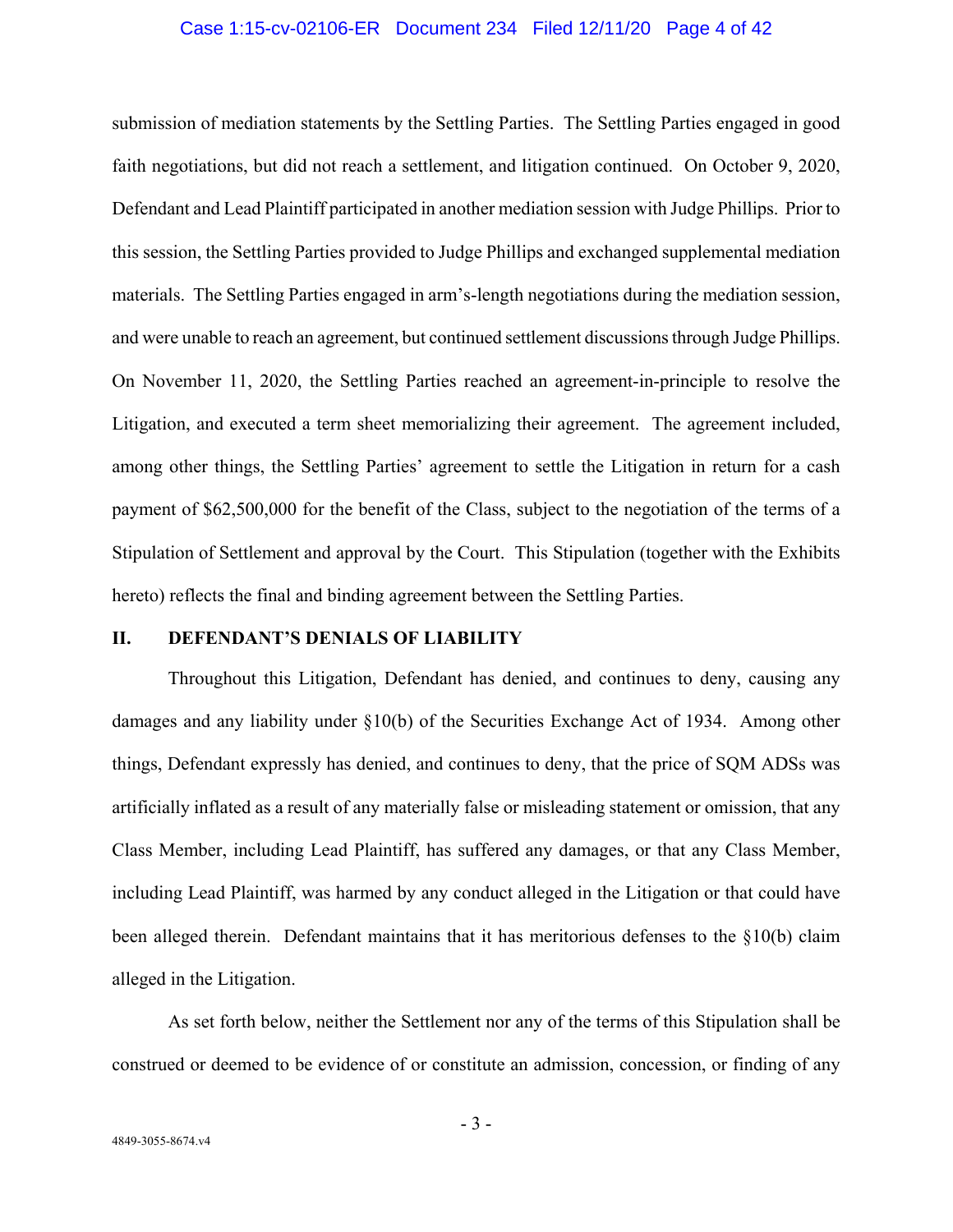submission of mediation statements by the Settling Parties. The Settling Parties engaged in good faith negotiations, but did not reach a settlement, and litigation continued. On October 9, 2020, Defendant and Lead Plaintiff participated in another mediation session with Judge Phillips. Prior to this session, the Settling Parties provided to Judge Phillips and exchanged supplemental mediation materials. The Settling Parties engaged in arm's-length negotiations during the mediation session, and were unable to reach an agreement, but continued settlement discussions through Judge Phillips. On November 11, 2020, the Settling Parties reached an agreement-in-principle to resolve the Litigation, and executed a term sheet memorializing their agreement. The agreement included, among other things, the Settling Parties' agreement to settle the Litigation in return for a cash payment of $62,500,000 for the benefit of the Class, subject to the negotiation of the terms of a Stipulation of Settlement and approval by the Court. This Stipulation (together with the Exhibits hereto) reflects the final and binding agreement between the Settling Parties.

## II. DEFENDANT'S DENIALS OF LIABILITY

Throughout this Litigation, Defendant has denied, and continues to deny, causing any damages and any liability under §10(b) of the Securities Exchange Act of 1934. Among other things, Defendant expressly has denied, and continues to deny, that the price of SQM ADSs was artificially inflated as a result of any materially false or misleading statement or omission, that any Class Member, including Lead Plaintiff, has suffered any damages, or that any Class Member, including Lead Plaintiff, was harmed by any conduct alleged in the Litigation or that could have been alleged therein. Defendant maintains that it has meritorious defenses to the §10(b) claim alleged in the Litigation.

As set forth below, neither the Settlement nor any of the terms of this Stipulation shall be construed or deemed to be evidence of or constitute an admission, concession, or finding of any

4849-3055-8674.v4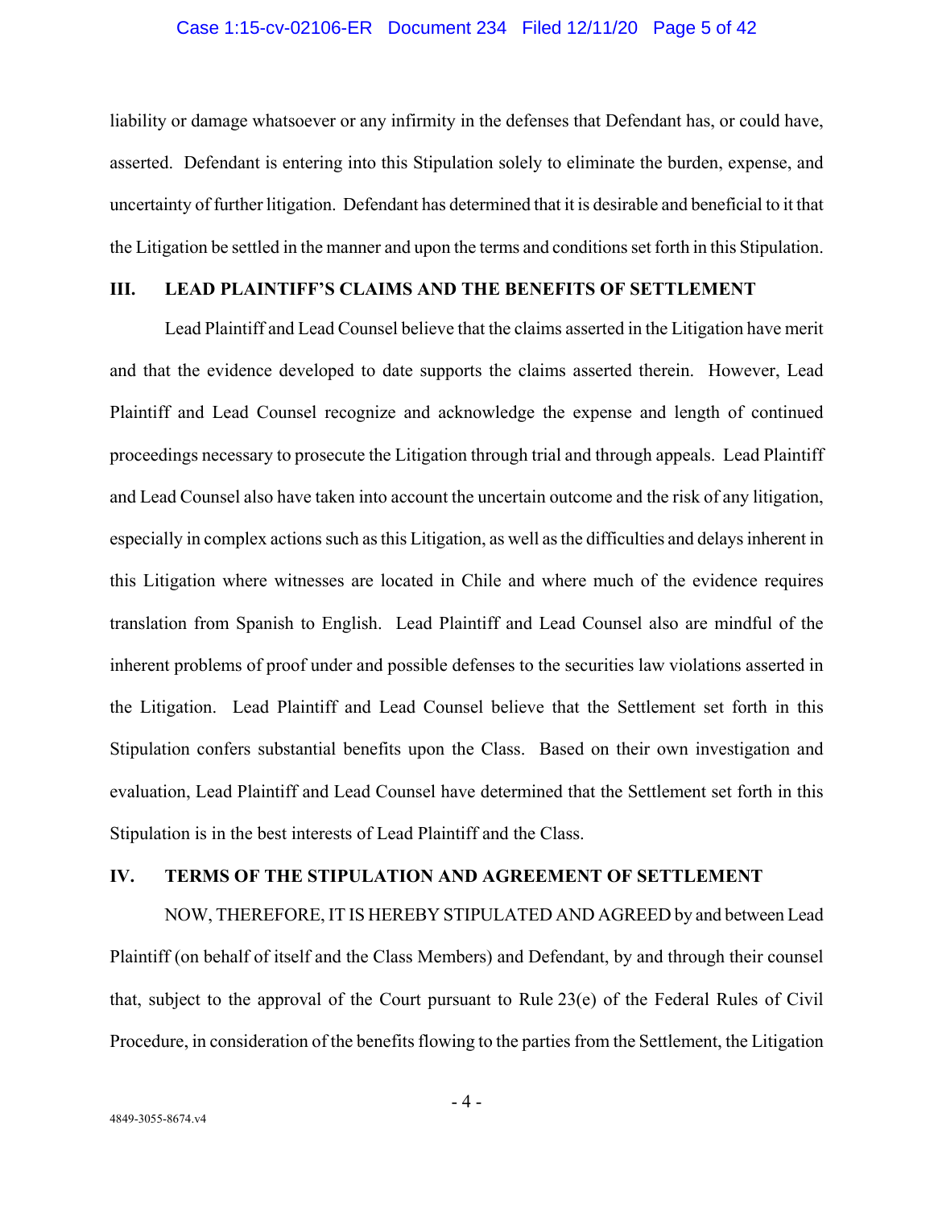liability or damage whatsoever or any infirmity in the defenses that Defendant has, or could have, asserted. Defendant is entering into this Stipulation solely to eliminate the burden, expense, and uncertainty of further litigation. Defendant has determined that it is desirable and beneficial to it that the Litigation be settled in the manner and upon the terms and conditions set forth in this Stipulation.

## III. LEAD PLAINTIFF'S CLAIMS AND THE BENEFITS OF SETTLEMENT

Lead Plaintiff and Lead Counsel believe that the claims asserted in the Litigation have merit and that the evidence developed to date supports the claims asserted therein. However, Lead Plaintiff and Lead Counsel recognize and acknowledge the expense and length of continued proceedings necessary to prosecute the Litigation through trial and through appeals. Lead Plaintiff and Lead Counsel also have taken into account the uncertain outcome and the risk of any litigation, especially in complex actions such as this Litigation, as well as the difficulties and delays inherent in this Litigation where witnesses are located in Chile and where much of the evidence requires translation from Spanish to English. Lead Plaintiff and Lead Counsel also are mindful of the inherent problems of proof under and possible defenses to the securities law violations asserted in the Litigation. Lead Plaintiff and Lead Counsel believe that the Settlement set forth in this Stipulation confers substantial benefits upon the Class. Based on their own investigation and evaluation, Lead Plaintiff and Lead Counsel have determined that the Settlement set forth in this Stipulation is in the best interests of Lead Plaintiff and the Class.

## IV. TERMS OF THE STIPULATION AND AGREEMENT OF SETTLEMENT

NOW, THEREFORE, IT IS HEREBY STIPULATED AND AGREED by and between Lead Plaintiff (on behalf of itself and the Class Members) and Defendant, by and through their counsel that, subject to the approval of the Court pursuant to Rule 23(e) of the Federal Rules of Civil Procedure, in consideration of the benefits flowing to the parties from the Settlement, the Litigation

4849-3055-8674.v4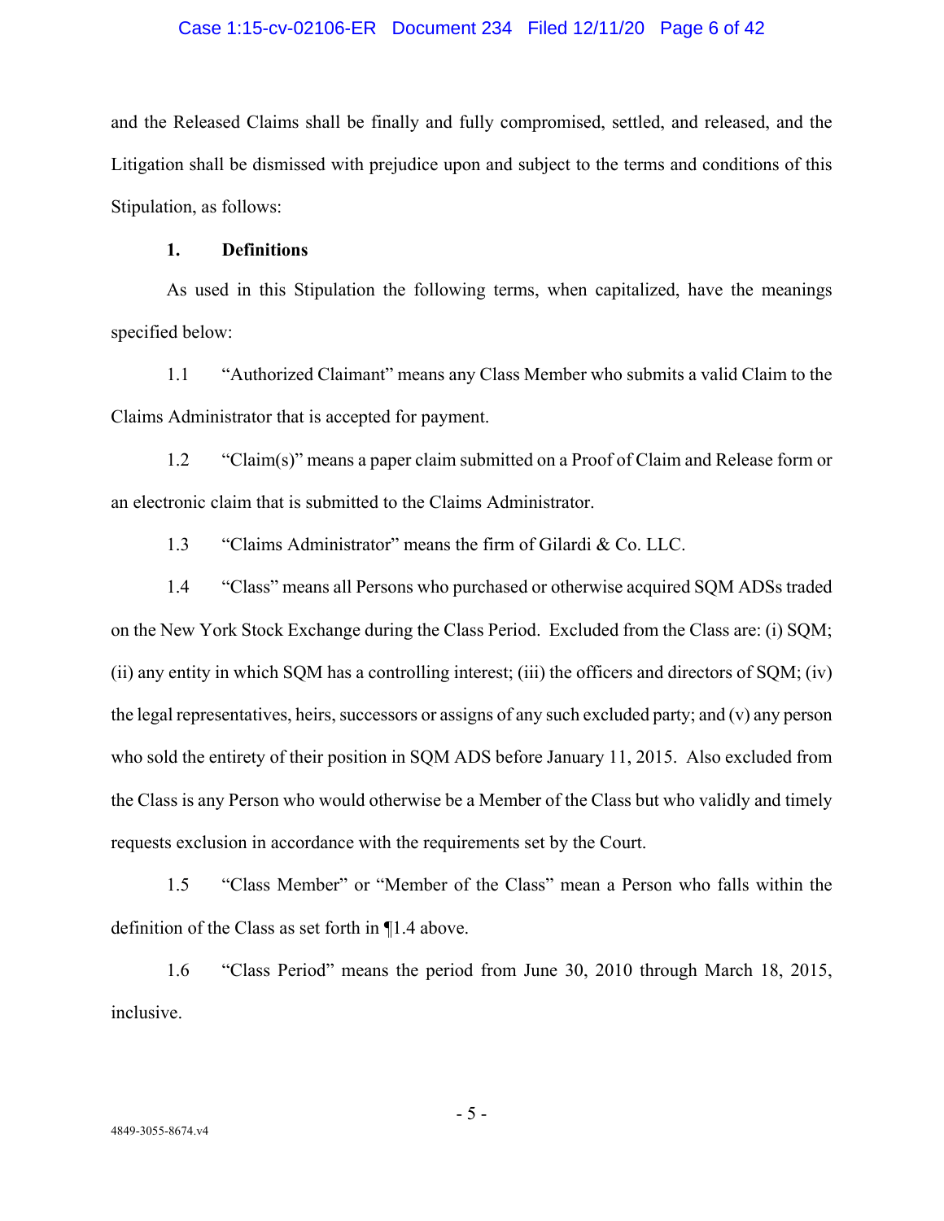and the Released Claims shall be finally and fully compromised, settled, and released, and the Litigation shall be dismissed with prejudice upon and subject to the terms and conditions of this Stipulation, as follows:

## 1. Definitions

As used in this Stipulation the following terms, when capitalized, have the meanings specified below:

1.1 "Authorized Claimant" means any Class Member who submits a valid Claim to the Claims Administrator that is accepted for payment.

1.2 "Claim(s)" means a paper claim submitted on a Proof of Claim and Release form or an electronic claim that is submitted to the Claims Administrator.

1.3 "Claims Administrator" means the firm of Gilardi & Co. LLC.

1.4 "Class" means all Persons who purchased or otherwise acquired SQM ADSs traded on the New York Stock Exchange during the Class Period. Excluded from the Class are: (i) SQM; (ii) any entity in which SQM has a controlling interest; (iii) the officers and directors of SQM; (iv) the legal representatives, heirs, successors or assigns of any such excluded party; and (v) any person who sold the entirety of their position in SQM ADS before January 11, 2015. Also excluded from the Class is any Person who would otherwise be a Member of the Class but who validly and timely requests exclusion in accordance with the requirements set by the Court.

1.5 "Class Member" or "Member of the Class" mean a Person who falls within the definition of the Class as set forth in ¶1.4 above.

1.6 "Class Period" means the period from June 30, 2010 through March 18, 2015, inclusive.

4849-3055-8674.v4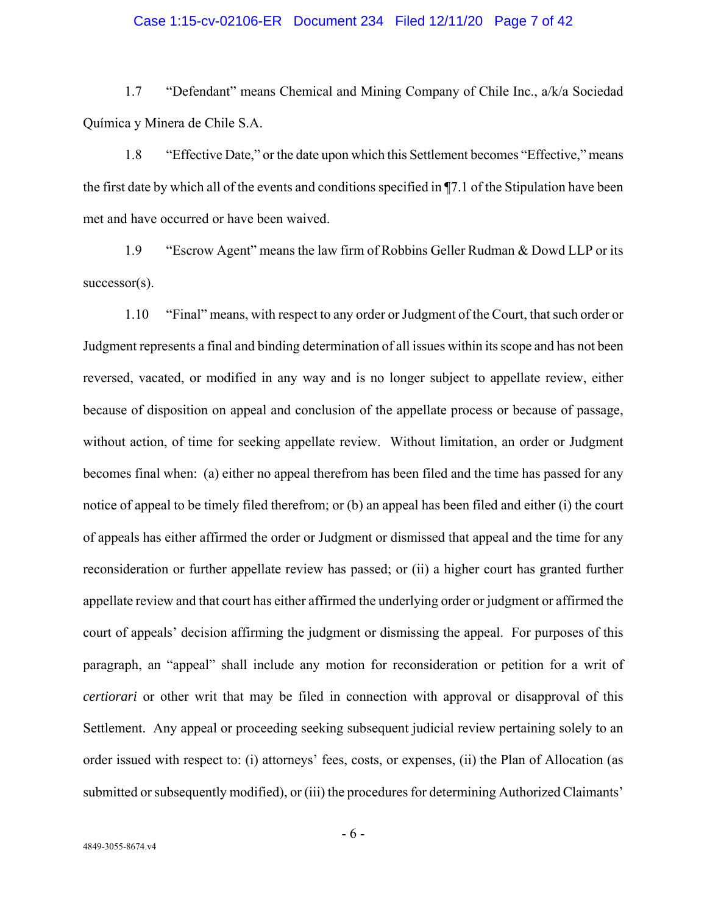1.7 "Defendant" means Chemical and Mining Company of Chile Inc., a/k/a Sociedad Química y Minera de Chile S.A.

1.8 "Effective Date," or the date upon which this Settlement becomes "Effective," means the first date by which all of the events and conditions specified in ¶7.1 of the Stipulation have been met and have occurred or have been waived.

1.9 "Escrow Agent" means the law firm of Robbins Geller Rudman & Dowd LLP or its successor(s).

1.10 "Final" means, with respect to any order or Judgment of the Court, that such order or Judgment represents a final and binding determination of all issues within its scope and has not been reversed, vacated, or modified in any way and is no longer subject to appellate review, either because of disposition on appeal and conclusion of the appellate process or because of passage, without action, of time for seeking appellate review. Without limitation, an order or Judgment becomes final when: (a) either no appeal therefrom has been filed and the time has passed for any notice of appeal to be timely filed therefrom; or (b) an appeal has been filed and either (i) the court of appeals has either affirmed the order or Judgment or dismissed that appeal and the time for any reconsideration or further appellate review has passed; or (ii) a higher court has granted further appellate review and that court has either affirmed the underlying order or judgment or affirmed the court of appeals' decision affirming the judgment or dismissing the appeal. For purposes of this paragraph, an "appeal" shall include any motion for reconsideration or petition for a writ of *certiorari* or other writ that may be filed in connection with approval or disapproval of this Settlement. Any appeal or proceeding seeking subsequent judicial review pertaining solely to an order issued with respect to: (i) attorneys' fees, costs, or expenses, (ii) the Plan of Allocation (as submitted or subsequently modified), or (iii) the procedures for determining Authorized Claimants'

4849-3055-8674.v4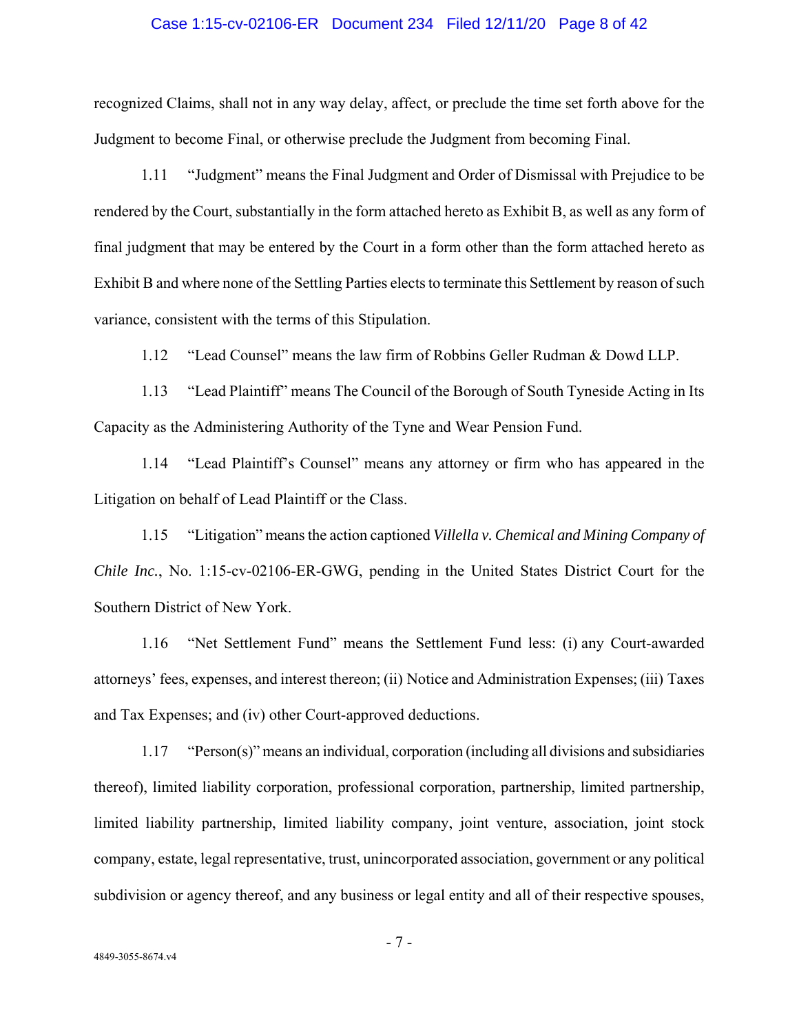recognized Claims, shall not in any way delay, affect, or preclude the time set forth above for the Judgment to become Final, or otherwise preclude the Judgment from becoming Final.

1.11 "Judgment" means the Final Judgment and Order of Dismissal with Prejudice to be rendered by the Court, substantially in the form attached hereto as Exhibit B, as well as any form of final judgment that may be entered by the Court in a form other than the form attached hereto as Exhibit B and where none of the Settling Parties elects to terminate this Settlement by reason of such variance, consistent with the terms of this Stipulation.

1.12 "Lead Counsel" means the law firm of Robbins Geller Rudman & Dowd LLP.

1.13 "Lead Plaintiff" means The Council of the Borough of South Tyneside Acting in Its Capacity as the Administering Authority of the Tyne and Wear Pension Fund.

1.14 "Lead Plaintiff's Counsel" means any attorney or firm who has appeared in the Litigation on behalf of Lead Plaintiff or the Class.

1.15 "Litigation" means the action captioned *Villella v. Chemical and Mining Company of Chile Inc.*, No. 1:15-cv-02106-ER-GWG, pending in the United States District Court for the Southern District of New York.

1.16 "Net Settlement Fund" means the Settlement Fund less: (i) any Court-awarded attorneys' fees, expenses, and interest thereon; (ii) Notice and Administration Expenses; (iii) Taxes and Tax Expenses; and (iv) other Court-approved deductions.

1.17 "Person(s)" means an individual, corporation (including all divisions and subsidiaries thereof), limited liability corporation, professional corporation, partnership, limited partnership, limited liability partnership, limited liability company, joint venture, association, joint stock company, estate, legal representative, trust, unincorporated association, government or any political subdivision or agency thereof, and any business or legal entity and all of their respective spouses,

4849-3055-8674.v4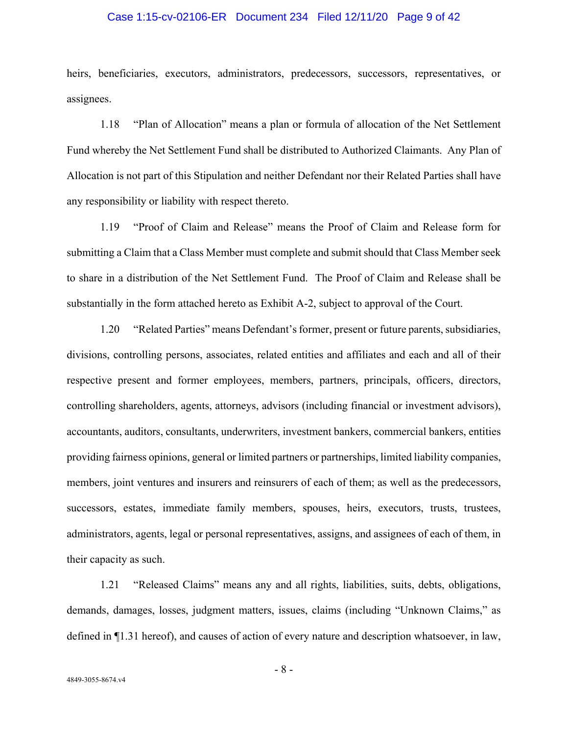heirs, beneficiaries, executors, administrators, predecessors, successors, representatives, or assignees.

1.18 "Plan of Allocation" means a plan or formula of allocation of the Net Settlement Fund whereby the Net Settlement Fund shall be distributed to Authorized Claimants. Any Plan of Allocation is not part of this Stipulation and neither Defendant nor their Related Parties shall have any responsibility or liability with respect thereto.

1.19 "Proof of Claim and Release" means the Proof of Claim and Release form for submitting a Claim that a Class Member must complete and submit should that Class Member seek to share in a distribution of the Net Settlement Fund. The Proof of Claim and Release shall be substantially in the form attached hereto as Exhibit A-2, subject to approval of the Court.

1.20 "Related Parties" means Defendant's former, present or future parents, subsidiaries, divisions, controlling persons, associates, related entities and affiliates and each and all of their respective present and former employees, members, partners, principals, officers, directors, controlling shareholders, agents, attorneys, advisors (including financial or investment advisors), accountants, auditors, consultants, underwriters, investment bankers, commercial bankers, entities providing fairness opinions, general or limited partners or partnerships, limited liability companies, members, joint ventures and insurers and reinsurers of each of them; as well as the predecessors, successors, estates, immediate family members, spouses, heirs, executors, trusts, trustees, administrators, agents, legal or personal representatives, assigns, and assignees of each of them, in their capacity as such.

1.21 "Released Claims" means any and all rights, liabilities, suits, debts, obligations, demands, damages, losses, judgment matters, issues, claims (including "Unknown Claims," as defined in ¶1.31 hereof), and causes of action of every nature and description whatsoever, in law,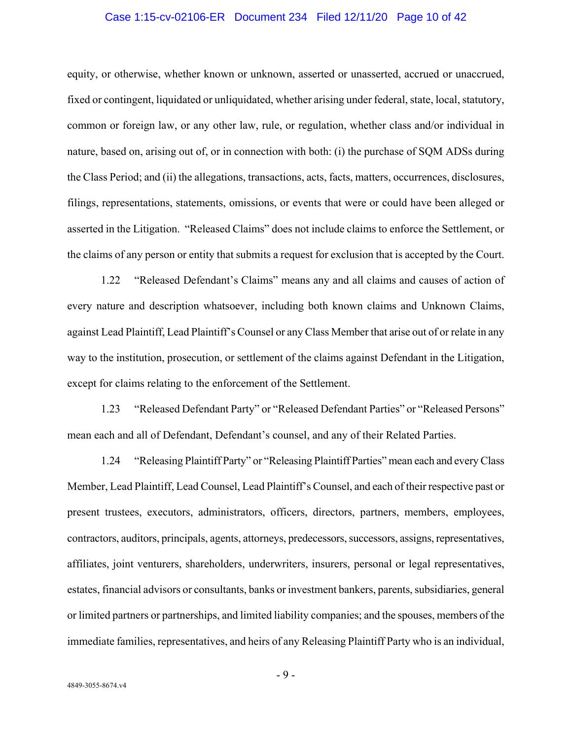equity, or otherwise, whether known or unknown, asserted or unasserted, accrued or unaccrued, fixed or contingent, liquidated or unliquidated, whether arising under federal, state, local, statutory, common or foreign law, or any other law, rule, or regulation, whether class and/or individual in nature, based on, arising out of, or in connection with both: (i) the purchase of SQM ADSs during the Class Period; and (ii) the allegations, transactions, acts, facts, matters, occurrences, disclosures, filings, representations, statements, omissions, or events that were or could have been alleged or asserted in the Litigation. "Released Claims" does not include claims to enforce the Settlement, or the claims of any person or entity that submits a request for exclusion that is accepted by the Court.

1.22 "Released Defendant's Claims" means any and all claims and causes of action of every nature and description whatsoever, including both known claims and Unknown Claims, against Lead Plaintiff, Lead Plaintiff's Counsel or any Class Member that arise out of or relate in any way to the institution, prosecution, or settlement of the claims against Defendant in the Litigation, except for claims relating to the enforcement of the Settlement.

1.23 "Released Defendant Party" or "Released Defendant Parties" or "Released Persons" mean each and all of Defendant, Defendant's counsel, and any of their Related Parties.

1.24 "Releasing Plaintiff Party" or "Releasing Plaintiff Parties" mean each and every Class Member, Lead Plaintiff, Lead Counsel, Lead Plaintiff's Counsel, and each of their respective past or present trustees, executors, administrators, officers, directors, partners, members, employees, contractors, auditors, principals, agents, attorneys, predecessors, successors, assigns, representatives, affiliates, joint venturers, shareholders, underwriters, insurers, personal or legal representatives, estates, financial advisors or consultants, banks or investment bankers, parents, subsidiaries, general or limited partners or partnerships, and limited liability companies; and the spouses, members of the immediate families, representatives, and heirs of any Releasing Plaintiff Party who is an individual,

4849-3055-8674.v4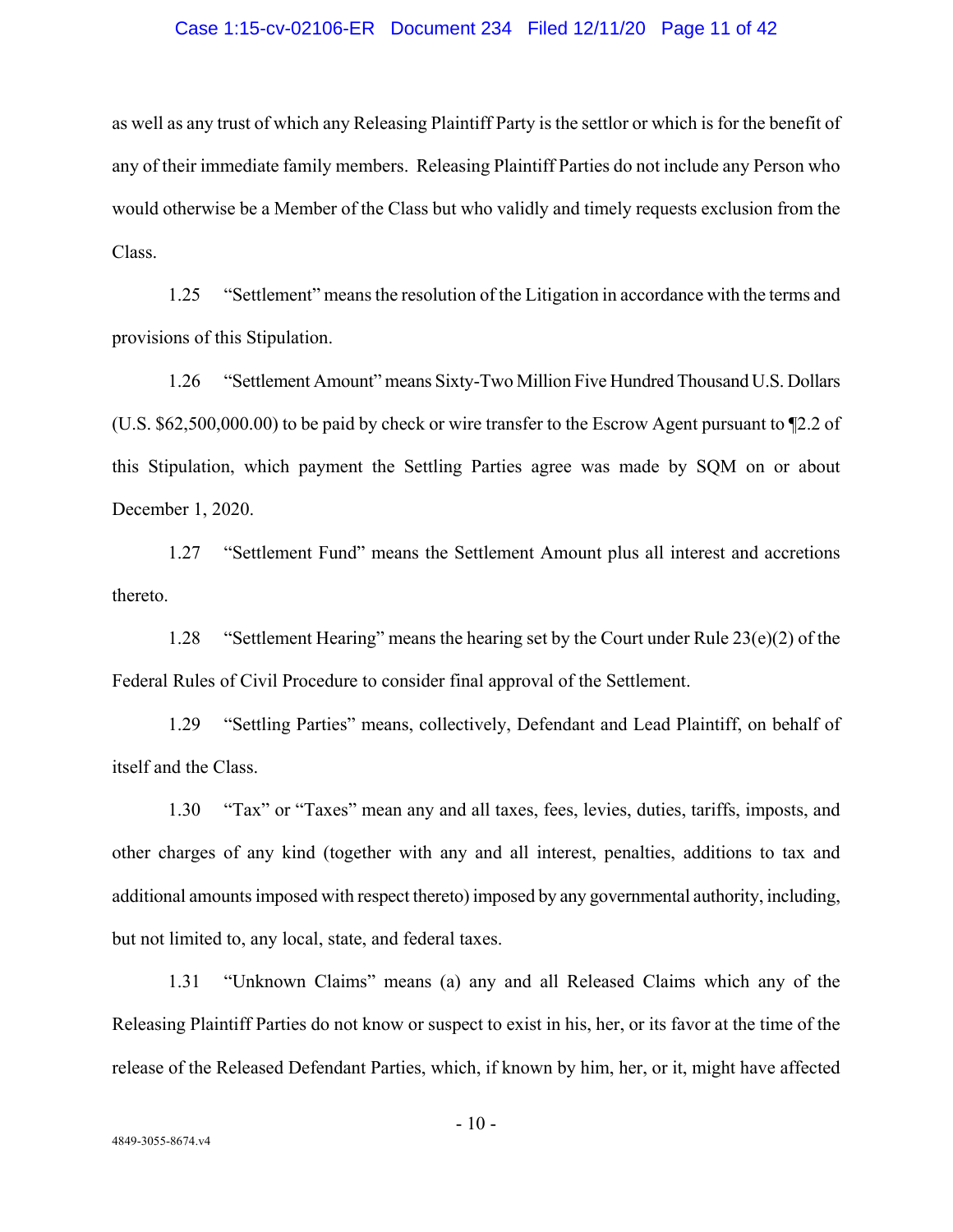as well as any trust of which any Releasing Plaintiff Party is the settlor or which is for the benefit of any of their immediate family members. Releasing Plaintiff Parties do not include any Person who would otherwise be a Member of the Class but who validly and timely requests exclusion from the Class.

1.25 "Settlement" means the resolution of the Litigation in accordance with the terms and provisions of this Stipulation.

1.26 "Settlement Amount" means Sixty-Two Million Five Hundred Thousand U.S. Dollars (U.S. $62,500,000.00) to be paid by check or wire transfer to the Escrow Agent pursuant to ¶2.2 of this Stipulation, which payment the Settling Parties agree was made by SQM on or about December 1, 2020.

1.27 "Settlement Fund" means the Settlement Amount plus all interest and accretions thereto.

1.28 "Settlement Hearing" means the hearing set by the Court under Rule 23(e)(2) of the Federal Rules of Civil Procedure to consider final approval of the Settlement.

1.29 "Settling Parties" means, collectively, Defendant and Lead Plaintiff, on behalf of itself and the Class.

1.30 "Tax" or "Taxes" mean any and all taxes, fees, levies, duties, tariffs, imposts, and other charges of any kind (together with any and all interest, penalties, additions to tax and additional amounts imposed with respect thereto) imposed by any governmental authority, including, but not limited to, any local, state, and federal taxes.

1.31 "Unknown Claims" means (a) any and all Released Claims which any of the Releasing Plaintiff Parties do not know or suspect to exist in his, her, or its favor at the time of the release of the Released Defendant Parties, which, if known by him, her, or it, might have affected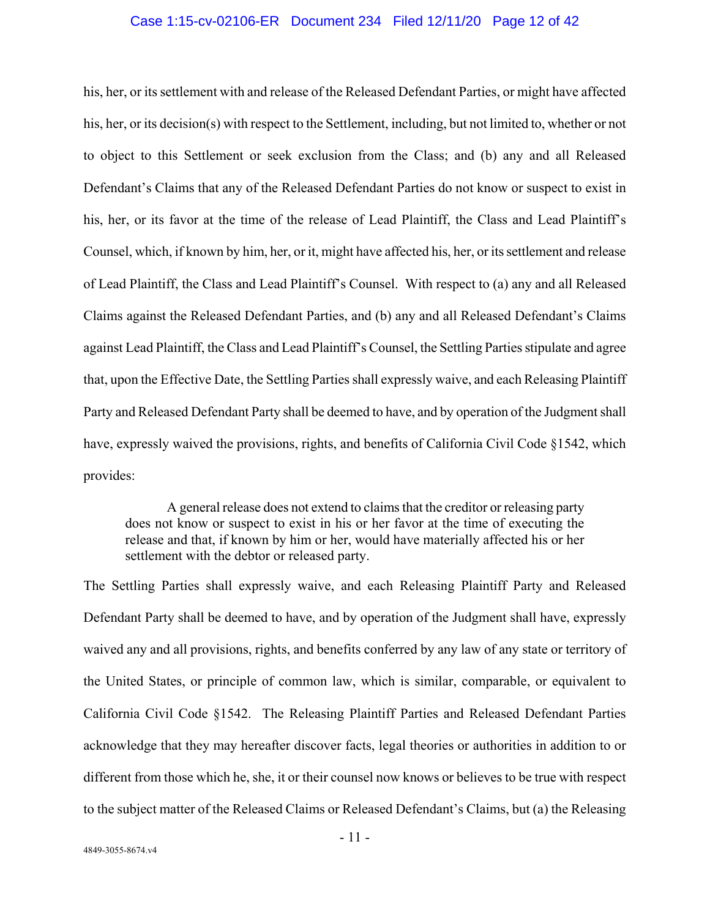his, her, or its settlement with and release of the Released Defendant Parties, or might have affected his, her, or its decision(s) with respect to the Settlement, including, but not limited to, whether or not to object to this Settlement or seek exclusion from the Class; and (b) any and all Released Defendant's Claims that any of the Released Defendant Parties do not know or suspect to exist in his, her, or its favor at the time of the release of Lead Plaintiff, the Class and Lead Plaintiff's Counsel, which, if known by him, her, or it, might have affected his, her, or its settlement and release of Lead Plaintiff, the Class and Lead Plaintiff's Counsel. With respect to (a) any and all Released Claims against the Released Defendant Parties, and (b) any and all Released Defendant's Claims against Lead Plaintiff, the Class and Lead Plaintiff's Counsel, the Settling Parties stipulate and agree that, upon the Effective Date, the Settling Parties shall expressly waive, and each Releasing Plaintiff Party and Released Defendant Party shall be deemed to have, and by operation of the Judgment shall have, expressly waived the provisions, rights, and benefits of California Civil Code §1542, which provides:

> A general release does not extend to claims that the creditor or releasing party does not know or suspect to exist in his or her favor at the time of executing the release and that, if known by him or her, would have materially affected his or her settlement with the debtor or released party.

The Settling Parties shall expressly waive, and each Releasing Plaintiff Party and Released Defendant Party shall be deemed to have, and by operation of the Judgment shall have, expressly waived any and all provisions, rights, and benefits conferred by any law of any state or territory of the United States, or principle of common law, which is similar, comparable, or equivalent to California Civil Code §1542. The Releasing Plaintiff Parties and Released Defendant Parties acknowledge that they may hereafter discover facts, legal theories or authorities in addition to or different from those which he, she, it or their counsel now knows or believes to be true with respect to the subject matter of the Released Claims or Released Defendant's Claims, but (a) the Releasing

4849-3055-8674.v4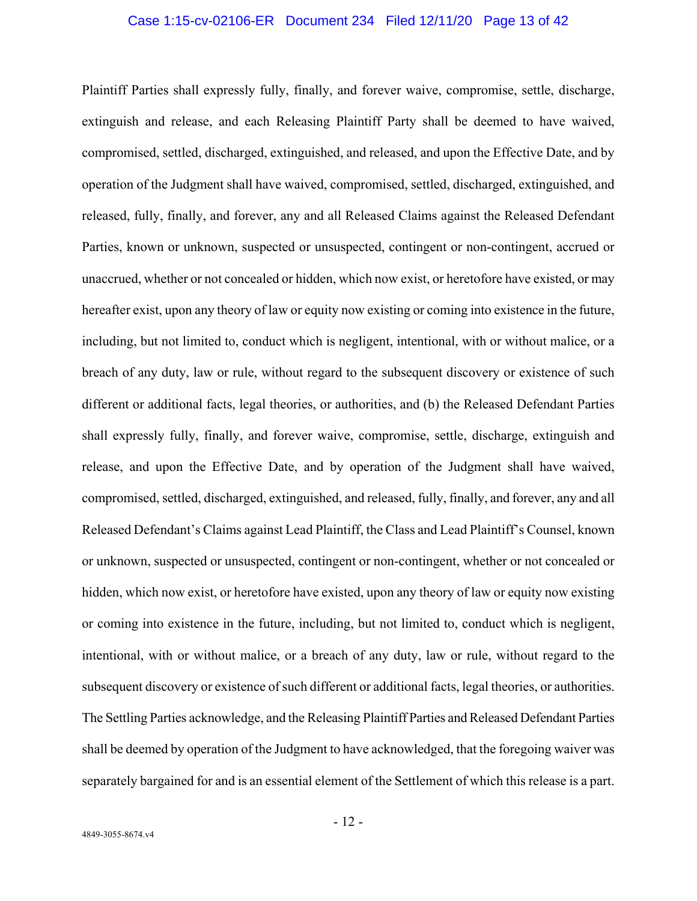Plaintiff Parties shall expressly fully, finally, and forever waive, compromise, settle, discharge, extinguish and release, and each Releasing Plaintiff Party shall be deemed to have waived, compromised, settled, discharged, extinguished, and released, and upon the Effective Date, and by operation of the Judgment shall have waived, compromised, settled, discharged, extinguished, and released, fully, finally, and forever, any and all Released Claims against the Released Defendant Parties, known or unknown, suspected or unsuspected, contingent or non-contingent, accrued or unaccrued, whether or not concealed or hidden, which now exist, or heretofore have existed, or may hereafter exist, upon any theory of law or equity now existing or coming into existence in the future, including, but not limited to, conduct which is negligent, intentional, with or without malice, or a breach of any duty, law or rule, without regard to the subsequent discovery or existence of such different or additional facts, legal theories, or authorities, and (b) the Released Defendant Parties shall expressly fully, finally, and forever waive, compromise, settle, discharge, extinguish and release, and upon the Effective Date, and by operation of the Judgment shall have waived, compromised, settled, discharged, extinguished, and released, fully, finally, and forever, any and all Released Defendant's Claims against Lead Plaintiff, the Class and Lead Plaintiff's Counsel, known or unknown, suspected or unsuspected, contingent or non-contingent, whether or not concealed or hidden, which now exist, or heretofore have existed, upon any theory of law or equity now existing or coming into existence in the future, including, but not limited to, conduct which is negligent, intentional, with or without malice, or a breach of any duty, law or rule, without regard to the subsequent discovery or existence of such different or additional facts, legal theories, or authorities. The Settling Parties acknowledge, and the Releasing Plaintiff Parties and Released Defendant Parties shall be deemed by operation of the Judgment to have acknowledged, that the foregoing waiver was separately bargained for and is an essential element of the Settlement of which this release is a part.

4849-3055-8674.v4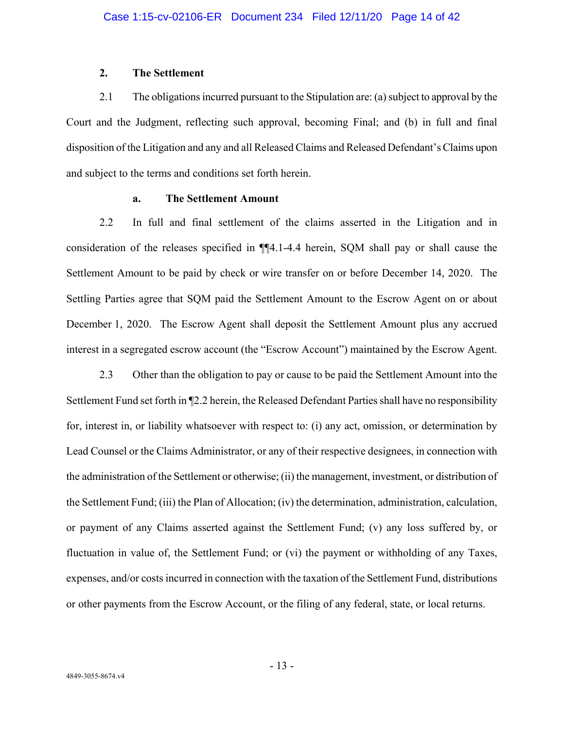## 2. The Settlement

2.1 The obligations incurred pursuant to the Stipulation are: (a) subject to approval by the Court and the Judgment, reflecting such approval, becoming Final; and (b) in full and final disposition of the Litigation and any and all Released Claims and Released Defendant's Claims upon and subject to the terms and conditions set forth herein.

### a. The Settlement Amount

2.2 In full and final settlement of the claims asserted in the Litigation and in consideration of the releases specified in ¶¶4.1-4.4 herein, SQM shall pay or shall cause the Settlement Amount to be paid by check or wire transfer on or before December 14, 2020. The Settling Parties agree that SQM paid the Settlement Amount to the Escrow Agent on or about December 1, 2020. The Escrow Agent shall deposit the Settlement Amount plus any accrued interest in a segregated escrow account (the "Escrow Account") maintained by the Escrow Agent.

2.3 Other than the obligation to pay or cause to be paid the Settlement Amount into the Settlement Fund set forth in ¶2.2 herein, the Released Defendant Parties shall have no responsibility for, interest in, or liability whatsoever with respect to: (i) any act, omission, or determination by Lead Counsel or the Claims Administrator, or any of their respective designees, in connection with the administration of the Settlement or otherwise; (ii) the management, investment, or distribution of the Settlement Fund; (iii) the Plan of Allocation; (iv) the determination, administration, calculation, or payment of any Claims asserted against the Settlement Fund; (v) any loss suffered by, or fluctuation in value of, the Settlement Fund; or (vi) the payment or withholding of any Taxes, expenses, and/or costs incurred in connection with the taxation of the Settlement Fund, distributions or other payments from the Escrow Account, or the filing of any federal, state, or local returns.

4849-3055-8674.v4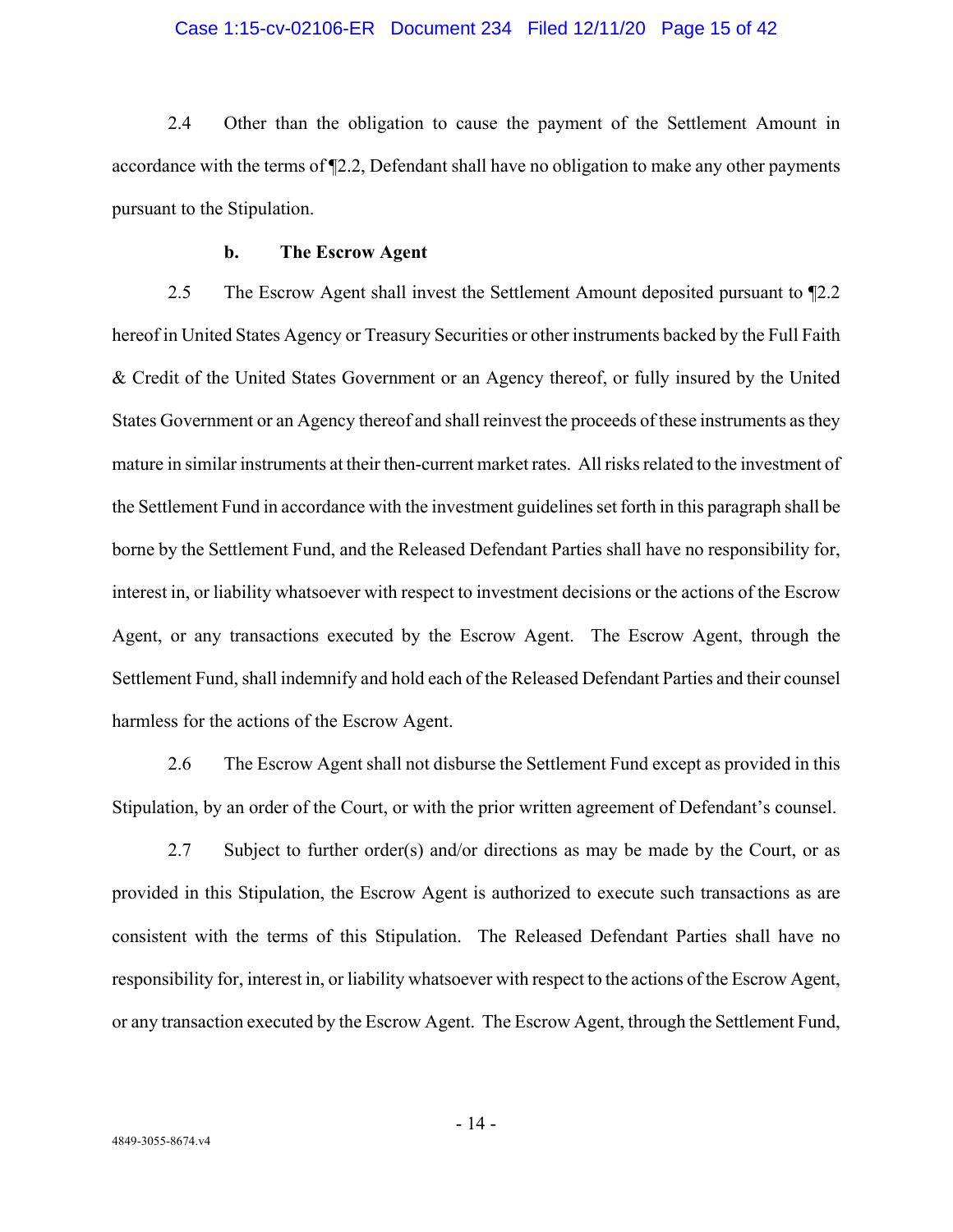2.4 Other than the obligation to cause the payment of the Settlement Amount in accordance with the terms of ¶2.2, Defendant shall have no obligation to make any other payments pursuant to the Stipulation.

**b. The Escrow Agent**

2.5 The Escrow Agent shall invest the Settlement Amount deposited pursuant to ¶2.2 hereof in United States Agency or Treasury Securities or other instruments backed by the Full Faith & Credit of the United States Government or an Agency thereof, or fully insured by the United States Government or an Agency thereof and shall reinvest the proceeds of these instruments as they mature in similar instruments at their then-current market rates. All risks related to the investment of the Settlement Fund in accordance with the investment guidelines set forth in this paragraph shall be borne by the Settlement Fund, and the Released Defendant Parties shall have no responsibility for, interest in, or liability whatsoever with respect to investment decisions or the actions of the Escrow Agent, or any transactions executed by the Escrow Agent. The Escrow Agent, through the Settlement Fund, shall indemnify and hold each of the Released Defendant Parties and their counsel harmless for the actions of the Escrow Agent.

2.6 The Escrow Agent shall not disburse the Settlement Fund except as provided in this Stipulation, by an order of the Court, or with the prior written agreement of Defendant's counsel.

2.7 Subject to further order(s) and/or directions as may be made by the Court, or as provided in this Stipulation, the Escrow Agent is authorized to execute such transactions as are consistent with the terms of this Stipulation. The Released Defendant Parties shall have no responsibility for, interest in, or liability whatsoever with respect to the actions of the Escrow Agent, or any transaction executed by the Escrow Agent. The Escrow Agent, through the Settlement Fund,

4849-3055-8674.v4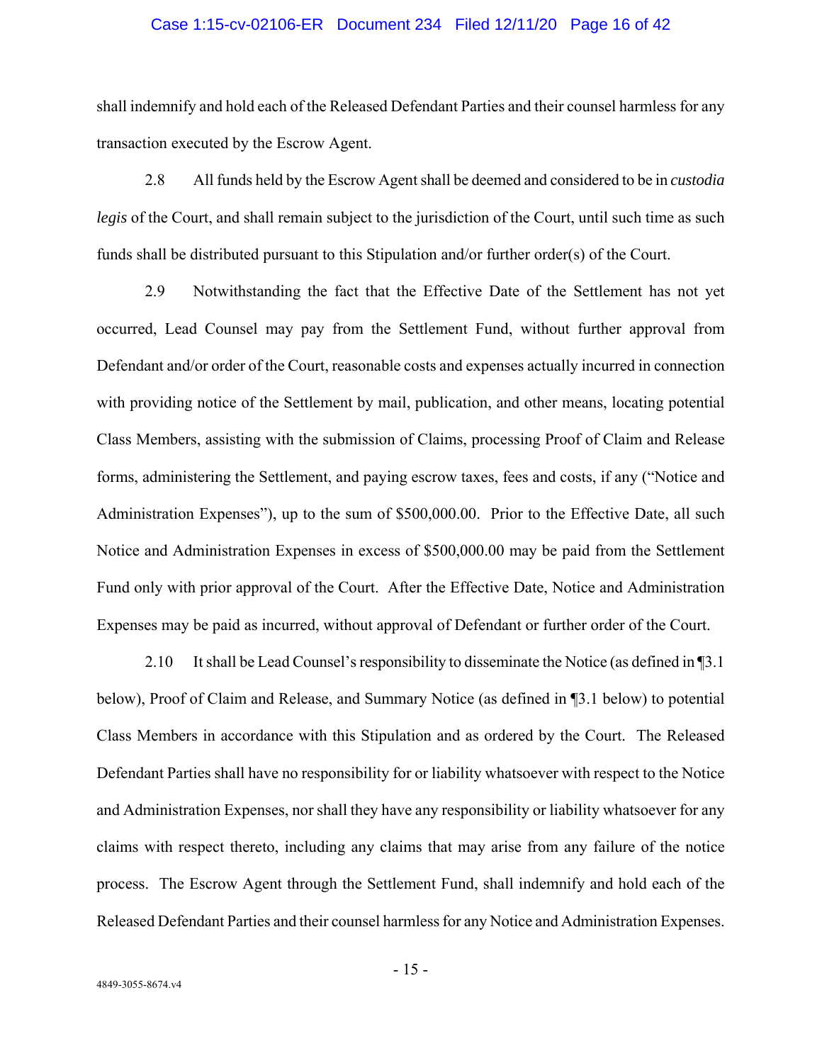shall indemnify and hold each of the Released Defendant Parties and their counsel harmless for any transaction executed by the Escrow Agent.

2.8 All funds held by the Escrow Agent shall be deemed and considered to be in *custodia legis* of the Court, and shall remain subject to the jurisdiction of the Court, until such time as such funds shall be distributed pursuant to this Stipulation and/or further order(s) of the Court.

2.9 Notwithstanding the fact that the Effective Date of the Settlement has not yet occurred, Lead Counsel may pay from the Settlement Fund, without further approval from Defendant and/or order of the Court, reasonable costs and expenses actually incurred in connection with providing notice of the Settlement by mail, publication, and other means, locating potential Class Members, assisting with the submission of Claims, processing Proof of Claim and Release forms, administering the Settlement, and paying escrow taxes, fees and costs, if any ("Notice and Administration Expenses"), up to the sum of $500,000.00. Prior to the Effective Date, all such Notice and Administration Expenses in excess of $500,000.00 may be paid from the Settlement Fund only with prior approval of the Court. After the Effective Date, Notice and Administration Expenses may be paid as incurred, without approval of Defendant or further order of the Court.

2.10 It shall be Lead Counsel's responsibility to disseminate the Notice (as defined in ¶3.1 below), Proof of Claim and Release, and Summary Notice (as defined in ¶3.1 below) to potential Class Members in accordance with this Stipulation and as ordered by the Court. The Released Defendant Parties shall have no responsibility for or liability whatsoever with respect to the Notice and Administration Expenses, nor shall they have any responsibility or liability whatsoever for any claims with respect thereto, including any claims that may arise from any failure of the notice process. The Escrow Agent through the Settlement Fund, shall indemnify and hold each of the Released Defendant Parties and their counsel harmless for any Notice and Administration Expenses.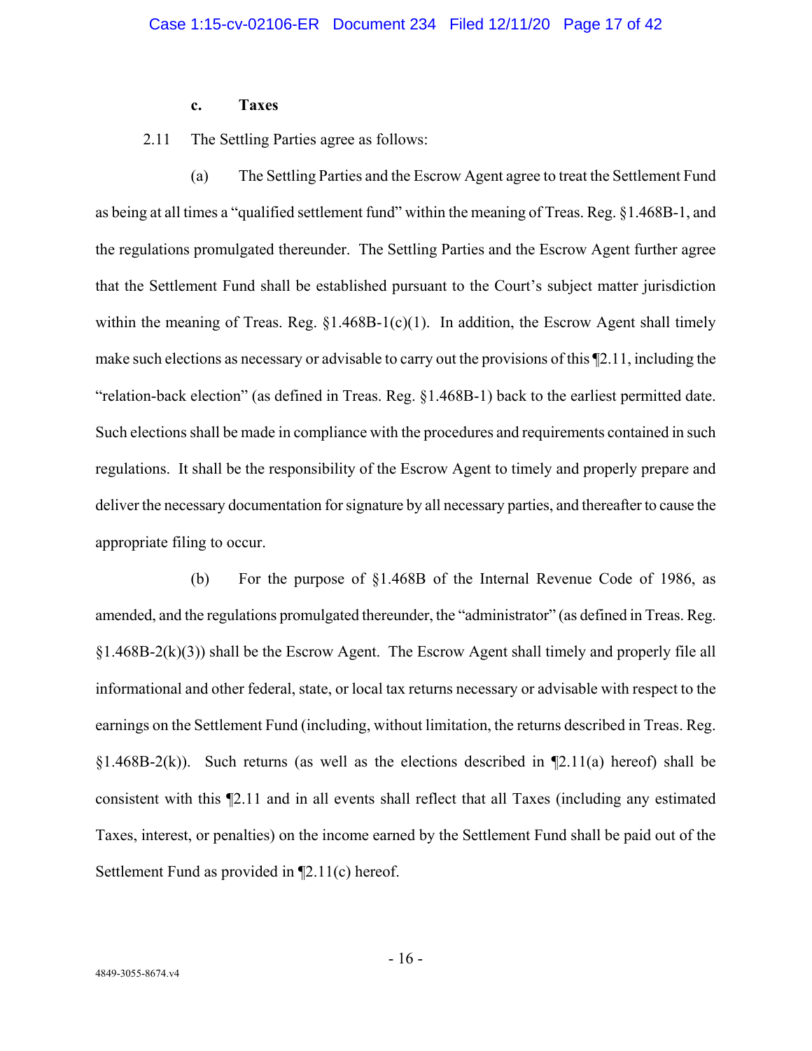### c. Taxes

2.11 The Settling Parties agree as follows:

(a) The Settling Parties and the Escrow Agent agree to treat the Settlement Fund as being at all times a "qualified settlement fund" within the meaning of Treas. Reg. §1.468B-1, and the regulations promulgated thereunder. The Settling Parties and the Escrow Agent further agree that the Settlement Fund shall be established pursuant to the Court's subject matter jurisdiction within the meaning of Treas. Reg. §1.468B-1(c)(1). In addition, the Escrow Agent shall timely make such elections as necessary or advisable to carry out the provisions of this ¶2.11, including the "relation-back election" (as defined in Treas. Reg. §1.468B-1) back to the earliest permitted date. Such elections shall be made in compliance with the procedures and requirements contained in such regulations. It shall be the responsibility of the Escrow Agent to timely and properly prepare and deliver the necessary documentation for signature by all necessary parties, and thereafter to cause the appropriate filing to occur.

(b) For the purpose of §1.468B of the Internal Revenue Code of 1986, as amended, and the regulations promulgated thereunder, the "administrator" (as defined in Treas. Reg. §1.468B-2(k)(3)) shall be the Escrow Agent. The Escrow Agent shall timely and properly file all informational and other federal, state, or local tax returns necessary or advisable with respect to the earnings on the Settlement Fund (including, without limitation, the returns described in Treas. Reg. §1.468B-2(k)). Such returns (as well as the elections described in ¶2.11(a) hereof) shall be consistent with this ¶2.11 and in all events shall reflect that all Taxes (including any estimated Taxes, interest, or penalties) on the income earned by the Settlement Fund shall be paid out of the Settlement Fund as provided in ¶2.11(c) hereof.

4849-3055-8674.v4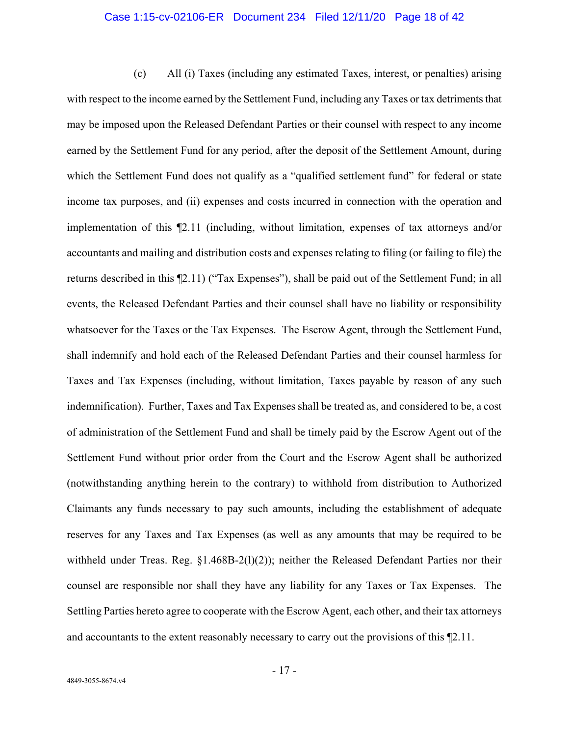(c) All (i) Taxes (including any estimated Taxes, interest, or penalties) arising with respect to the income earned by the Settlement Fund, including any Taxes or tax detriments that may be imposed upon the Released Defendant Parties or their counsel with respect to any income earned by the Settlement Fund for any period, after the deposit of the Settlement Amount, during which the Settlement Fund does not qualify as a "qualified settlement fund" for federal or state income tax purposes, and (ii) expenses and costs incurred in connection with the operation and implementation of this ¶2.11 (including, without limitation, expenses of tax attorneys and/or accountants and mailing and distribution costs and expenses relating to filing (or failing to file) the returns described in this ¶2.11) ("Tax Expenses"), shall be paid out of the Settlement Fund; in all events, the Released Defendant Parties and their counsel shall have no liability or responsibility whatsoever for the Taxes or the Tax Expenses. The Escrow Agent, through the Settlement Fund, shall indemnify and hold each of the Released Defendant Parties and their counsel harmless for Taxes and Tax Expenses (including, without limitation, Taxes payable by reason of any such indemnification). Further, Taxes and Tax Expenses shall be treated as, and considered to be, a cost of administration of the Settlement Fund and shall be timely paid by the Escrow Agent out of the Settlement Fund without prior order from the Court and the Escrow Agent shall be authorized (notwithstanding anything herein to the contrary) to withhold from distribution to Authorized Claimants any funds necessary to pay such amounts, including the establishment of adequate reserves for any Taxes and Tax Expenses (as well as any amounts that may be required to be withheld under Treas. Reg. §1.468B-2(l)(2)); neither the Released Defendant Parties nor their counsel are responsible nor shall they have any liability for any Taxes or Tax Expenses. The Settling Parties hereto agree to cooperate with the Escrow Agent, each other, and their tax attorneys and accountants to the extent reasonably necessary to carry out the provisions of this ¶2.11.

4849-3055-8674.v4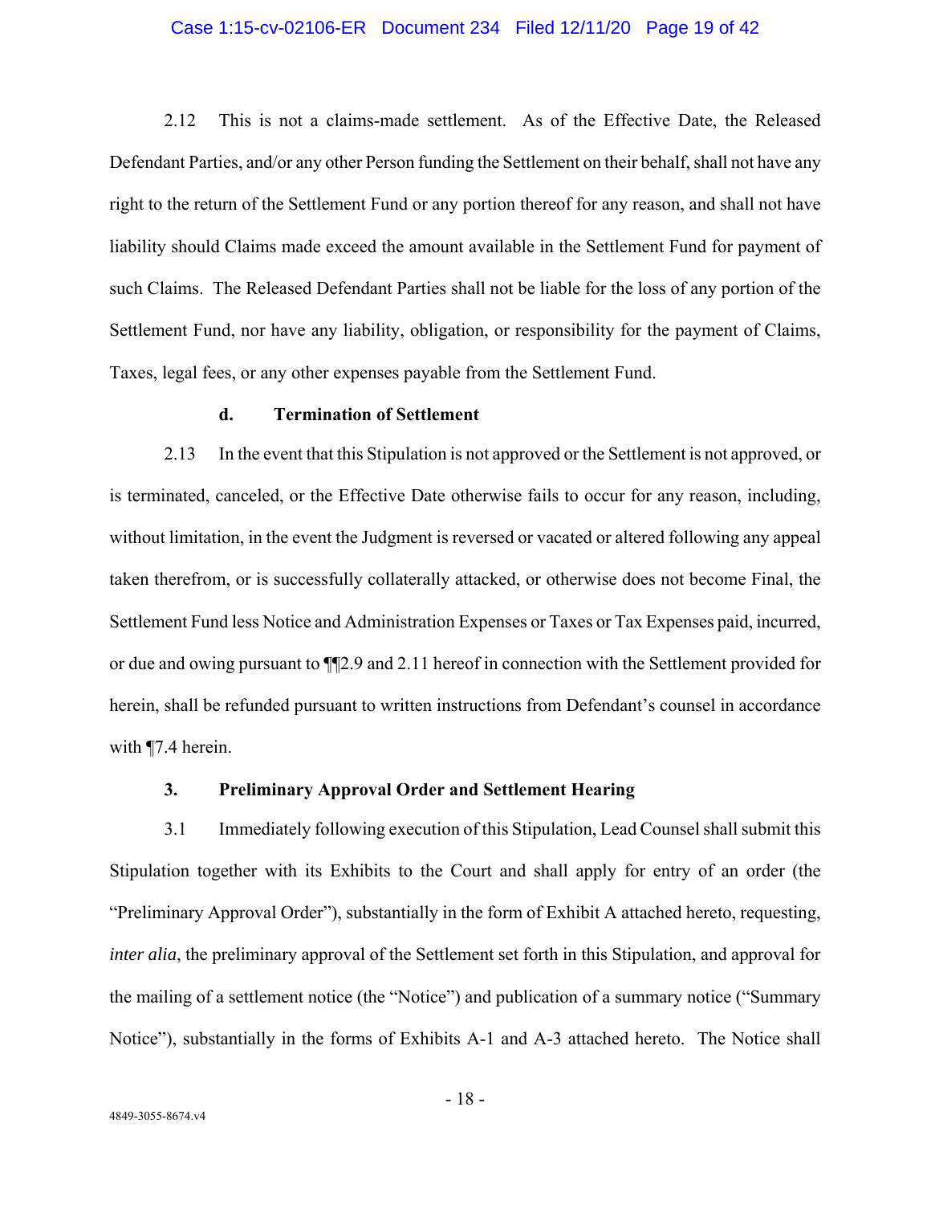2.12 This is not a claims-made settlement. As of the Effective Date, the Released Defendant Parties, and/or any other Person funding the Settlement on their behalf, shall not have any right to the return of the Settlement Fund or any portion thereof for any reason, and shall not have liability should Claims made exceed the amount available in the Settlement Fund for payment of such Claims. The Released Defendant Parties shall not be liable for the loss of any portion of the Settlement Fund, nor have any liability, obligation, or responsibility for the payment of Claims, Taxes, legal fees, or any other expenses payable from the Settlement Fund.

#### d. Termination of Settlement

2.13 In the event that this Stipulation is not approved or the Settlement is not approved, or is terminated, canceled, or the Effective Date otherwise fails to occur for any reason, including, without limitation, in the event the Judgment is reversed or vacated or altered following any appeal taken therefrom, or is successfully collaterally attacked, or otherwise does not become Final, the Settlement Fund less Notice and Administration Expenses or Taxes or Tax Expenses paid, incurred, or due and owing pursuant to ¶¶2.9 and 2.11 hereof in connection with the Settlement provided for herein, shall be refunded pursuant to written instructions from Defendant's counsel in accordance with ¶7.4 herein.

### 3. Preliminary Approval Order and Settlement Hearing

3.1 Immediately following execution of this Stipulation, Lead Counsel shall submit this Stipulation together with its Exhibits to the Court and shall apply for entry of an order (the "Preliminary Approval Order"), substantially in the form of Exhibit A attached hereto, requesting, *inter alia*, the preliminary approval of the Settlement set forth in this Stipulation, and approval for the mailing of a settlement notice (the "Notice") and publication of a summary notice ("Summary Notice"), substantially in the forms of Exhibits A-1 and A-3 attached hereto. The Notice shall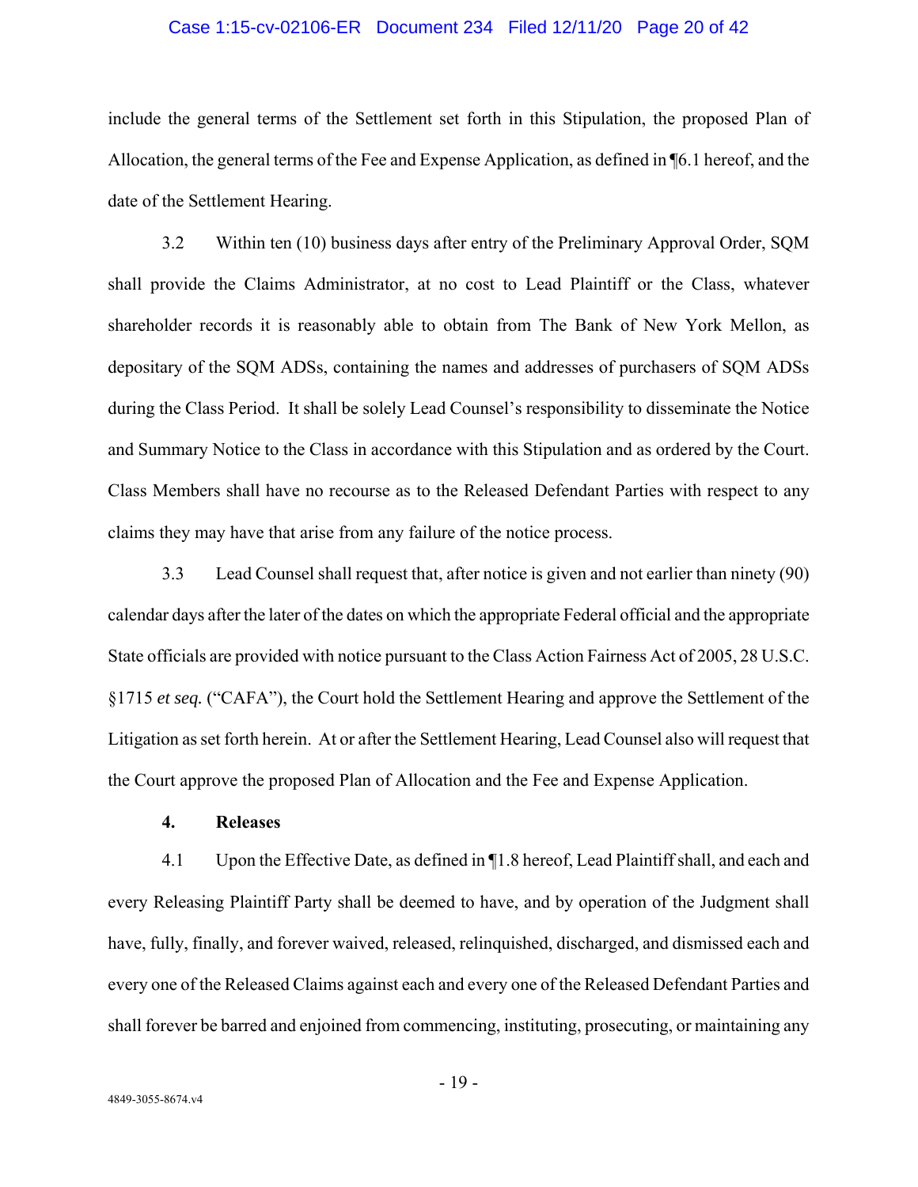include the general terms of the Settlement set forth in this Stipulation, the proposed Plan of Allocation, the general terms of the Fee and Expense Application, as defined in ¶6.1 hereof, and the date of the Settlement Hearing.

3.2 Within ten (10) business days after entry of the Preliminary Approval Order, SQM shall provide the Claims Administrator, at no cost to Lead Plaintiff or the Class, whatever shareholder records it is reasonably able to obtain from The Bank of New York Mellon, as depositary of the SQM ADSs, containing the names and addresses of purchasers of SQM ADSs during the Class Period. It shall be solely Lead Counsel's responsibility to disseminate the Notice and Summary Notice to the Class in accordance with this Stipulation and as ordered by the Court. Class Members shall have no recourse as to the Released Defendant Parties with respect to any claims they may have that arise from any failure of the notice process.

3.3 Lead Counsel shall request that, after notice is given and not earlier than ninety (90) calendar days after the later of the dates on which the appropriate Federal official and the appropriate State officials are provided with notice pursuant to the Class Action Fairness Act of 2005, 28 U.S.C. §1715 *et seq.* ("CAFA"), the Court hold the Settlement Hearing and approve the Settlement of the Litigation as set forth herein. At or after the Settlement Hearing, Lead Counsel also will request that the Court approve the proposed Plan of Allocation and the Fee and Expense Application.

**4. Releases**

4.1 Upon the Effective Date, as defined in ¶1.8 hereof, Lead Plaintiff shall, and each and every Releasing Plaintiff Party shall be deemed to have, and by operation of the Judgment shall have, fully, finally, and forever waived, released, relinquished, discharged, and dismissed each and every one of the Released Claims against each and every one of the Released Defendant Parties and shall forever be barred and enjoined from commencing, instituting, prosecuting, or maintaining any

4849-3055-8674.v4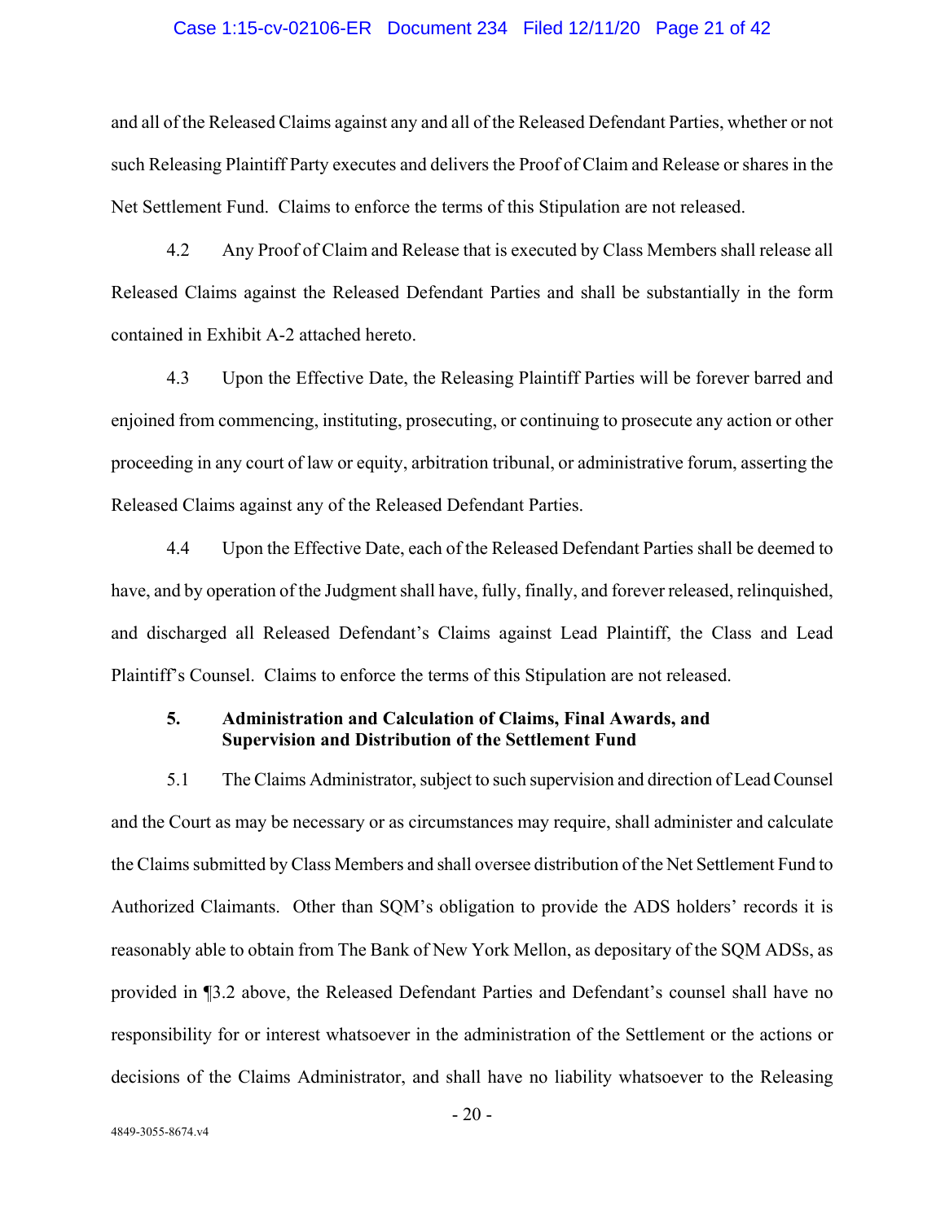and all of the Released Claims against any and all of the Released Defendant Parties, whether or not such Releasing Plaintiff Party executes and delivers the Proof of Claim and Release or shares in the Net Settlement Fund. Claims to enforce the terms of this Stipulation are not released.

4.2 Any Proof of Claim and Release that is executed by Class Members shall release all Released Claims against the Released Defendant Parties and shall be substantially in the form contained in Exhibit A-2 attached hereto.

4.3 Upon the Effective Date, the Releasing Plaintiff Parties will be forever barred and enjoined from commencing, instituting, prosecuting, or continuing to prosecute any action or other proceeding in any court of law or equity, arbitration tribunal, or administrative forum, asserting the Released Claims against any of the Released Defendant Parties.

4.4 Upon the Effective Date, each of the Released Defendant Parties shall be deemed to have, and by operation of the Judgment shall have, fully, finally, and forever released, relinquished, and discharged all Released Defendant's Claims against Lead Plaintiff, the Class and Lead Plaintiff's Counsel. Claims to enforce the terms of this Stipulation are not released.

**5. Administration and Calculation of Claims, Final Awards, and Supervision and Distribution of the Settlement Fund**

5.1 The Claims Administrator, subject to such supervision and direction of Lead Counsel and the Court as may be necessary or as circumstances may require, shall administer and calculate the Claims submitted by Class Members and shall oversee distribution of the Net Settlement Fund to Authorized Claimants. Other than SQM's obligation to provide the ADS holders' records it is reasonably able to obtain from The Bank of New York Mellon, as depositary of the SQM ADSs, as provided in ¶3.2 above, the Released Defendant Parties and Defendant's counsel shall have no responsibility for or interest whatsoever in the administration of the Settlement or the actions or decisions of the Claims Administrator, and shall have no liability whatsoever to the Releasing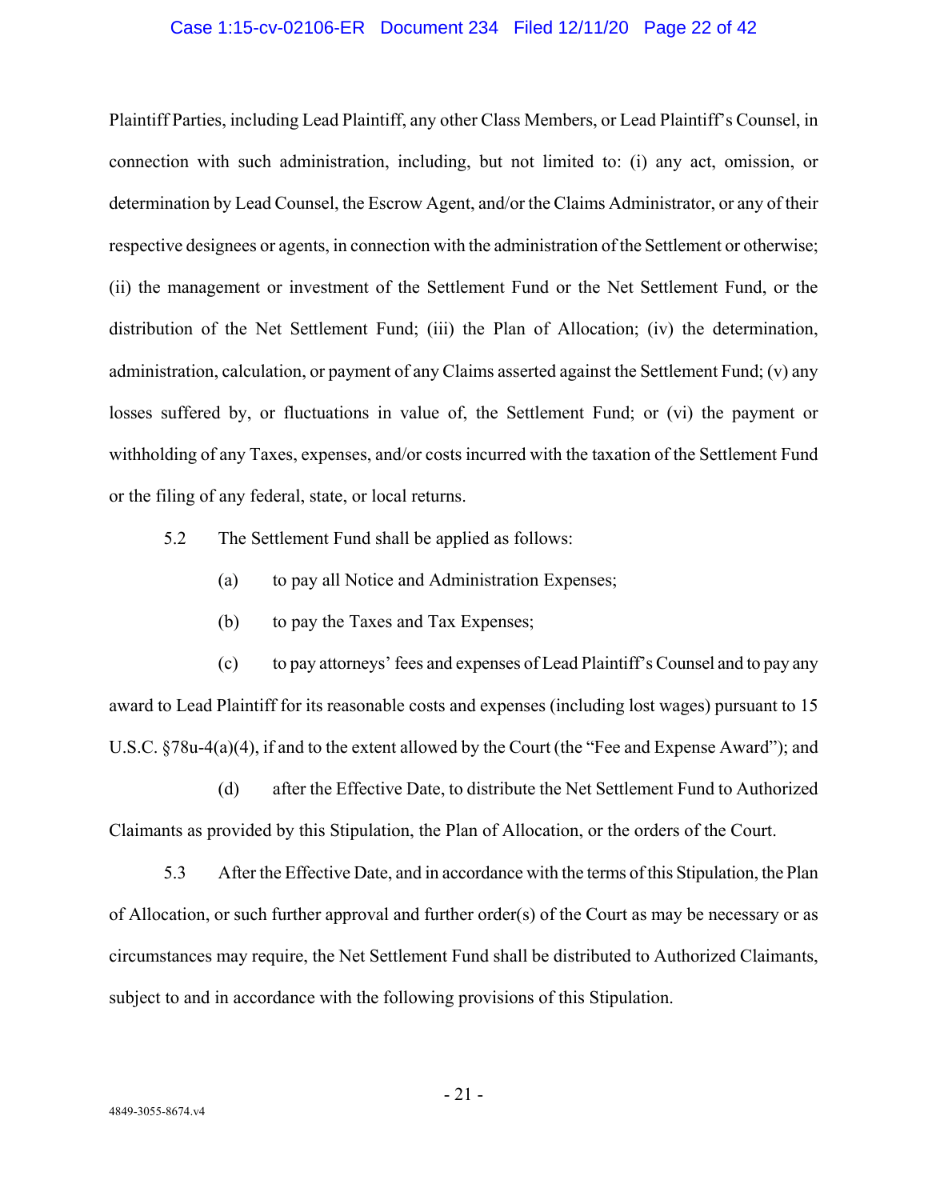Plaintiff Parties, including Lead Plaintiff, any other Class Members, or Lead Plaintiff's Counsel, in connection with such administration, including, but not limited to: (i) any act, omission, or determination by Lead Counsel, the Escrow Agent, and/or the Claims Administrator, or any of their respective designees or agents, in connection with the administration of the Settlement or otherwise; (ii) the management or investment of the Settlement Fund or the Net Settlement Fund, or the distribution of the Net Settlement Fund; (iii) the Plan of Allocation; (iv) the determination, administration, calculation, or payment of any Claims asserted against the Settlement Fund; (v) any losses suffered by, or fluctuations in value of, the Settlement Fund; or (vi) the payment or withholding of any Taxes, expenses, and/or costs incurred with the taxation of the Settlement Fund or the filing of any federal, state, or local returns.

5.2 The Settlement Fund shall be applied as follows:

(a) to pay all Notice and Administration Expenses;

(b) to pay the Taxes and Tax Expenses;

(c) to pay attorneys' fees and expenses of Lead Plaintiff's Counsel and to pay any award to Lead Plaintiff for its reasonable costs and expenses (including lost wages) pursuant to 15 U.S.C. §78u-4(a)(4), if and to the extent allowed by the Court (the "Fee and Expense Award"); and

(d) after the Effective Date, to distribute the Net Settlement Fund to Authorized Claimants as provided by this Stipulation, the Plan of Allocation, or the orders of the Court.

5.3 After the Effective Date, and in accordance with the terms of this Stipulation, the Plan of Allocation, or such further approval and further order(s) of the Court as may be necessary or as circumstances may require, the Net Settlement Fund shall be distributed to Authorized Claimants, subject to and in accordance with the following provisions of this Stipulation.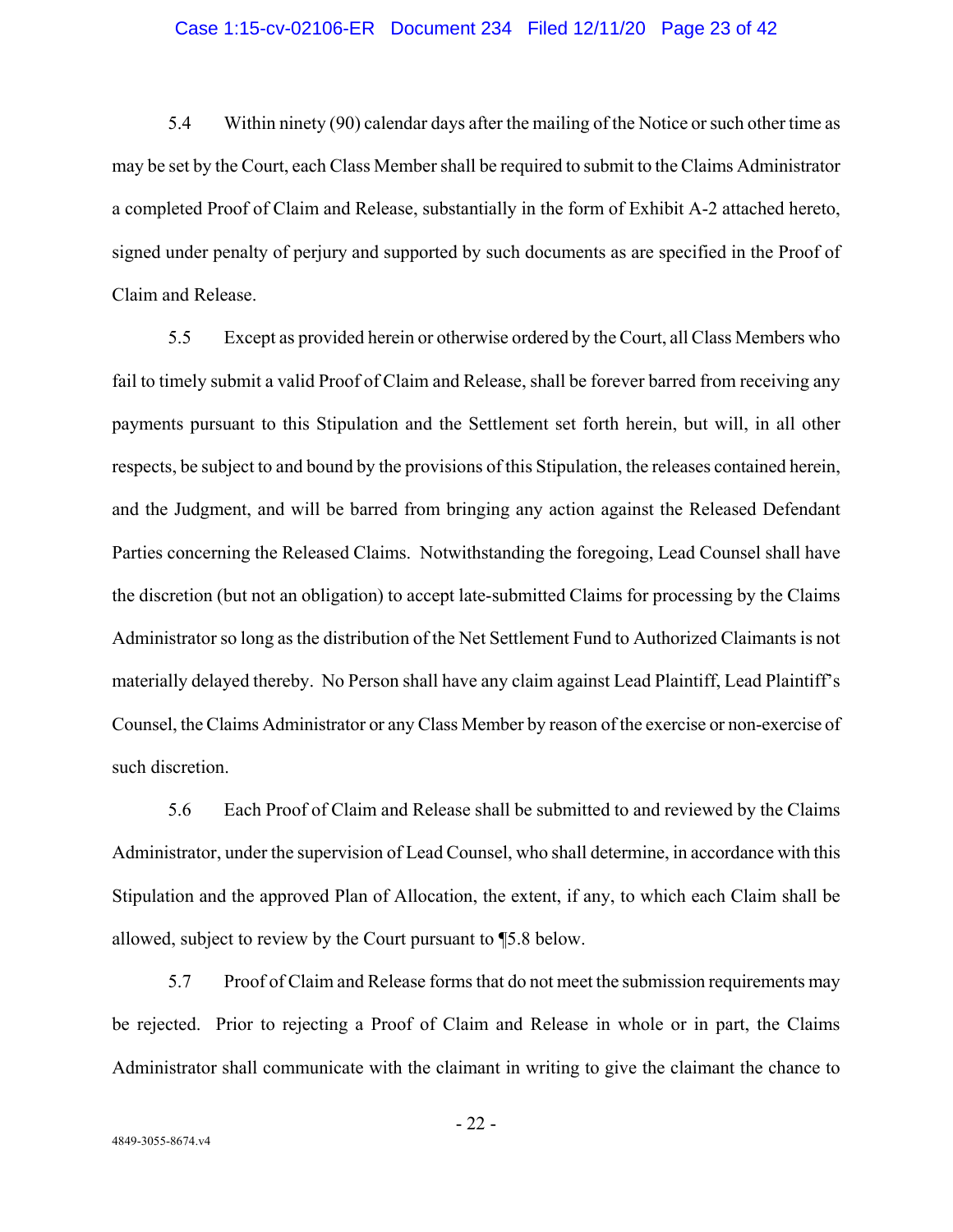5.4 Within ninety (90) calendar days after the mailing of the Notice or such other time as may be set by the Court, each Class Member shall be required to submit to the Claims Administrator a completed Proof of Claim and Release, substantially in the form of Exhibit A-2 attached hereto, signed under penalty of perjury and supported by such documents as are specified in the Proof of Claim and Release.

5.5 Except as provided herein or otherwise ordered by the Court, all Class Members who fail to timely submit a valid Proof of Claim and Release, shall be forever barred from receiving any payments pursuant to this Stipulation and the Settlement set forth herein, but will, in all other respects, be subject to and bound by the provisions of this Stipulation, the releases contained herein, and the Judgment, and will be barred from bringing any action against the Released Defendant Parties concerning the Released Claims. Notwithstanding the foregoing, Lead Counsel shall have the discretion (but not an obligation) to accept late-submitted Claims for processing by the Claims Administrator so long as the distribution of the Net Settlement Fund to Authorized Claimants is not materially delayed thereby. No Person shall have any claim against Lead Plaintiff, Lead Plaintiff's Counsel, the Claims Administrator or any Class Member by reason of the exercise or non-exercise of such discretion.

5.6 Each Proof of Claim and Release shall be submitted to and reviewed by the Claims Administrator, under the supervision of Lead Counsel, who shall determine, in accordance with this Stipulation and the approved Plan of Allocation, the extent, if any, to which each Claim shall be allowed, subject to review by the Court pursuant to ¶5.8 below.

5.7 Proof of Claim and Release forms that do not meet the submission requirements may be rejected. Prior to rejecting a Proof of Claim and Release in whole or in part, the Claims Administrator shall communicate with the claimant in writing to give the claimant the chance to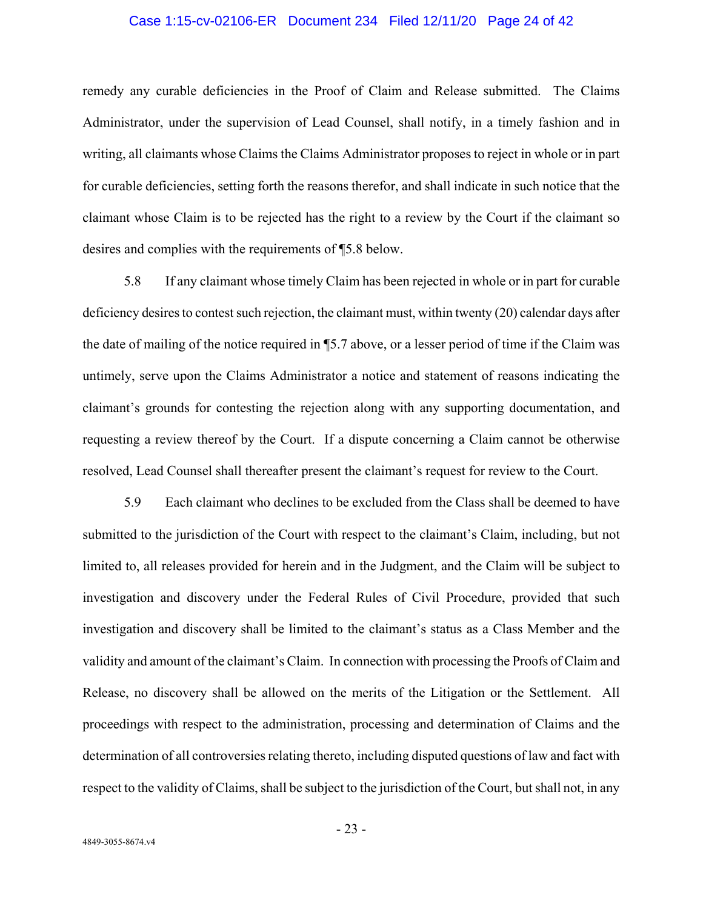remedy any curable deficiencies in the Proof of Claim and Release submitted. The Claims Administrator, under the supervision of Lead Counsel, shall notify, in a timely fashion and in writing, all claimants whose Claims the Claims Administrator proposes to reject in whole or in part for curable deficiencies, setting forth the reasons therefor, and shall indicate in such notice that the claimant whose Claim is to be rejected has the right to a review by the Court if the claimant so desires and complies with the requirements of ¶5.8 below.

5.8 If any claimant whose timely Claim has been rejected in whole or in part for curable deficiency desires to contest such rejection, the claimant must, within twenty (20) calendar days after the date of mailing of the notice required in ¶5.7 above, or a lesser period of time if the Claim was untimely, serve upon the Claims Administrator a notice and statement of reasons indicating the claimant's grounds for contesting the rejection along with any supporting documentation, and requesting a review thereof by the Court. If a dispute concerning a Claim cannot be otherwise resolved, Lead Counsel shall thereafter present the claimant's request for review to the Court.

5.9 Each claimant who declines to be excluded from the Class shall be deemed to have submitted to the jurisdiction of the Court with respect to the claimant's Claim, including, but not limited to, all releases provided for herein and in the Judgment, and the Claim will be subject to investigation and discovery under the Federal Rules of Civil Procedure, provided that such investigation and discovery shall be limited to the claimant's status as a Class Member and the validity and amount of the claimant's Claim. In connection with processing the Proofs of Claim and Release, no discovery shall be allowed on the merits of the Litigation or the Settlement. All proceedings with respect to the administration, processing and determination of Claims and the determination of all controversies relating thereto, including disputed questions of law and fact with respect to the validity of Claims, shall be subject to the jurisdiction of the Court, but shall not, in any

4849-3055-8674.v4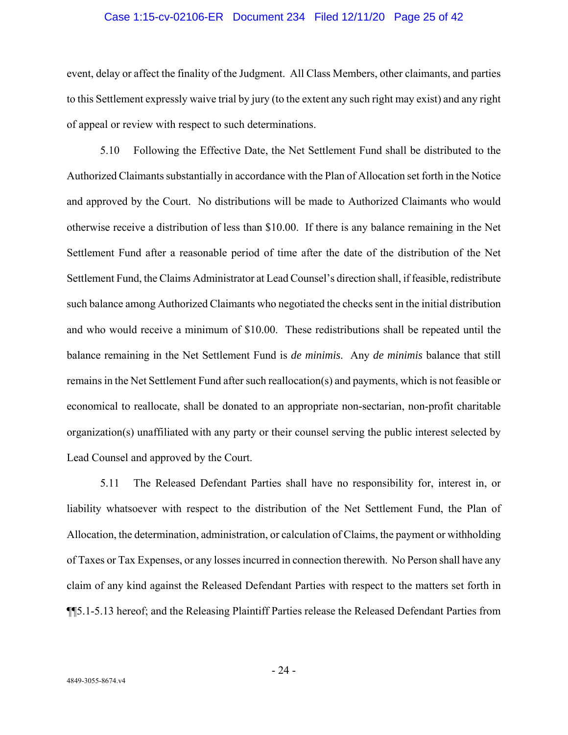event, delay or affect the finality of the Judgment. All Class Members, other claimants, and parties to this Settlement expressly waive trial by jury (to the extent any such right may exist) and any right of appeal or review with respect to such determinations.

5.10 Following the Effective Date, the Net Settlement Fund shall be distributed to the Authorized Claimants substantially in accordance with the Plan of Allocation set forth in the Notice and approved by the Court. No distributions will be made to Authorized Claimants who would otherwise receive a distribution of less than $10.00. If there is any balance remaining in the Net Settlement Fund after a reasonable period of time after the date of the distribution of the Net Settlement Fund, the Claims Administrator at Lead Counsel's direction shall, if feasible, redistribute such balance among Authorized Claimants who negotiated the checks sent in the initial distribution and who would receive a minimum of $10.00. These redistributions shall be repeated until the balance remaining in the Net Settlement Fund is *de minimis*. Any *de minimis* balance that still remains in the Net Settlement Fund after such reallocation(s) and payments, which is not feasible or economical to reallocate, shall be donated to an appropriate non-sectarian, non-profit charitable organization(s) unaffiliated with any party or their counsel serving the public interest selected by Lead Counsel and approved by the Court.

5.11 The Released Defendant Parties shall have no responsibility for, interest in, or liability whatsoever with respect to the distribution of the Net Settlement Fund, the Plan of Allocation, the determination, administration, or calculation of Claims, the payment or withholding of Taxes or Tax Expenses, or any losses incurred in connection therewith. No Person shall have any claim of any kind against the Released Defendant Parties with respect to the matters set forth in ¶¶5.1-5.13 hereof; and the Releasing Plaintiff Parties release the Released Defendant Parties from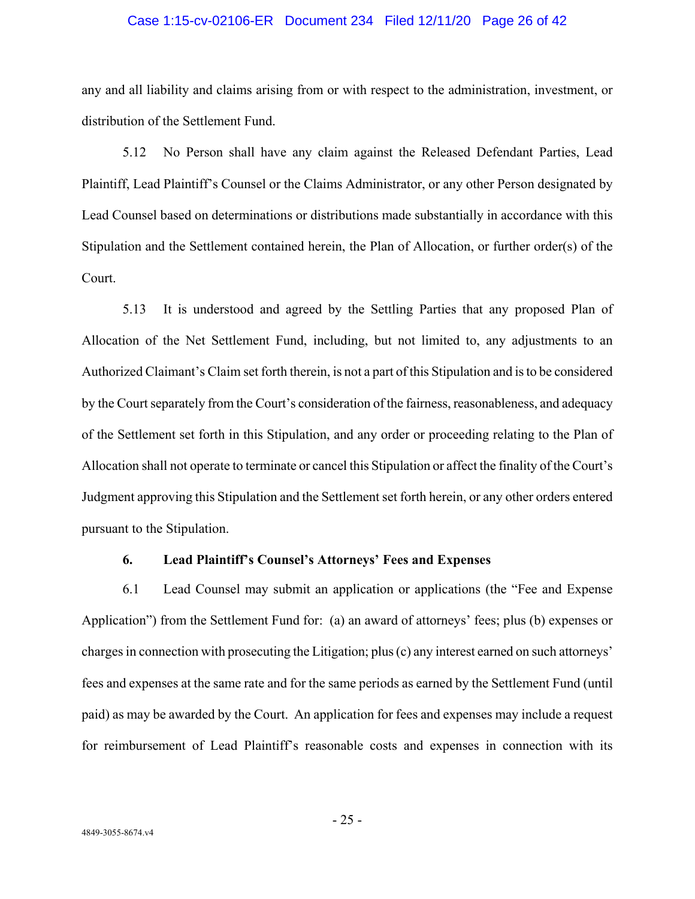any and all liability and claims arising from or with respect to the administration, investment, or distribution of the Settlement Fund.

5.12 No Person shall have any claim against the Released Defendant Parties, Lead Plaintiff, Lead Plaintiff's Counsel or the Claims Administrator, or any other Person designated by Lead Counsel based on determinations or distributions made substantially in accordance with this Stipulation and the Settlement contained herein, the Plan of Allocation, or further order(s) of the Court.

5.13 It is understood and agreed by the Settling Parties that any proposed Plan of Allocation of the Net Settlement Fund, including, but not limited to, any adjustments to an Authorized Claimant's Claim set forth therein, is not a part of this Stipulation and is to be considered by the Court separately from the Court's consideration of the fairness, reasonableness, and adequacy of the Settlement set forth in this Stipulation, and any order or proceeding relating to the Plan of Allocation shall not operate to terminate or cancel this Stipulation or affect the finality of the Court's Judgment approving this Stipulation and the Settlement set forth herein, or any other orders entered pursuant to the Stipulation.

**6. Lead Plaintiff's Counsel's Attorneys' Fees and Expenses**

6.1 Lead Counsel may submit an application or applications (the "Fee and Expense Application") from the Settlement Fund for: (a) an award of attorneys' fees; plus (b) expenses or charges in connection with prosecuting the Litigation; plus (c) any interest earned on such attorneys' fees and expenses at the same rate and for the same periods as earned by the Settlement Fund (until paid) as may be awarded by the Court. An application for fees and expenses may include a request for reimbursement of Lead Plaintiff's reasonable costs and expenses in connection with its

4849-3055-8674.v4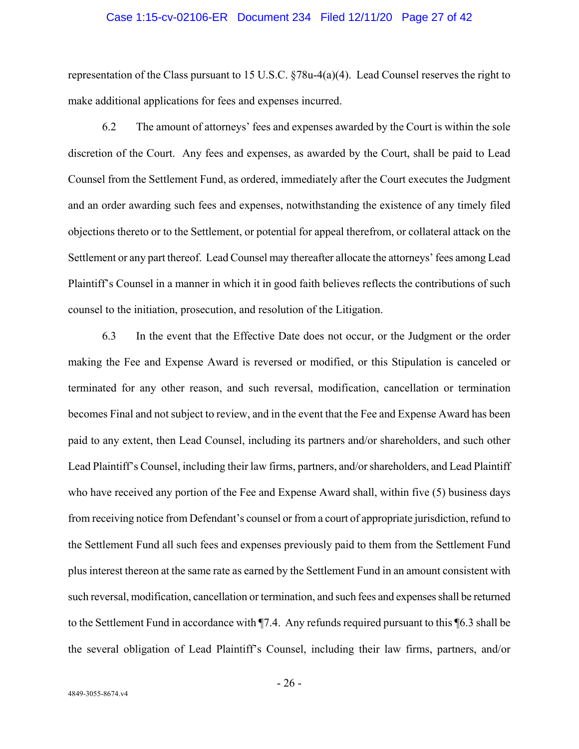representation of the Class pursuant to 15 U.S.C. §78u-4(a)(4). Lead Counsel reserves the right to make additional applications for fees and expenses incurred.

6.2 The amount of attorneys' fees and expenses awarded by the Court is within the sole discretion of the Court. Any fees and expenses, as awarded by the Court, shall be paid to Lead Counsel from the Settlement Fund, as ordered, immediately after the Court executes the Judgment and an order awarding such fees and expenses, notwithstanding the existence of any timely filed objections thereto or to the Settlement, or potential for appeal therefrom, or collateral attack on the Settlement or any part thereof. Lead Counsel may thereafter allocate the attorneys' fees among Lead Plaintiff's Counsel in a manner in which it in good faith believes reflects the contributions of such counsel to the initiation, prosecution, and resolution of the Litigation.

6.3 In the event that the Effective Date does not occur, or the Judgment or the order making the Fee and Expense Award is reversed or modified, or this Stipulation is canceled or terminated for any other reason, and such reversal, modification, cancellation or termination becomes Final and not subject to review, and in the event that the Fee and Expense Award has been paid to any extent, then Lead Counsel, including its partners and/or shareholders, and such other Lead Plaintiff's Counsel, including their law firms, partners, and/or shareholders, and Lead Plaintiff who have received any portion of the Fee and Expense Award shall, within five (5) business days from receiving notice from Defendant's counsel or from a court of appropriate jurisdiction, refund to the Settlement Fund all such fees and expenses previously paid to them from the Settlement Fund plus interest thereon at the same rate as earned by the Settlement Fund in an amount consistent with such reversal, modification, cancellation or termination, and such fees and expenses shall be returned to the Settlement Fund in accordance with ¶7.4. Any refunds required pursuant to this ¶6.3 shall be the several obligation of Lead Plaintiff's Counsel, including their law firms, partners, and/or

4849-3055-8674.v4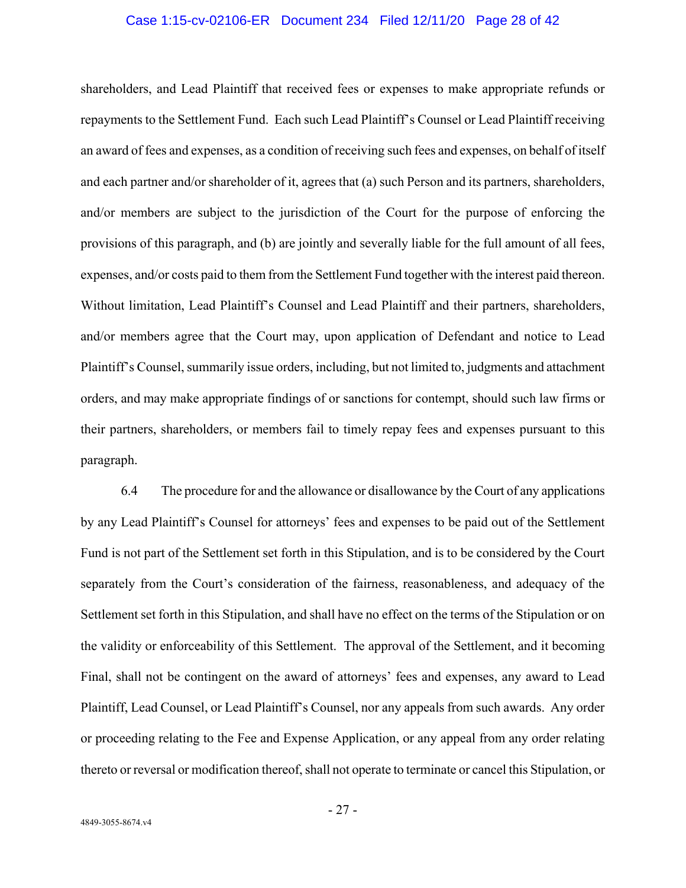shareholders, and Lead Plaintiff that received fees or expenses to make appropriate refunds or repayments to the Settlement Fund. Each such Lead Plaintiff's Counsel or Lead Plaintiff receiving an award of fees and expenses, as a condition of receiving such fees and expenses, on behalf of itself and each partner and/or shareholder of it, agrees that (a) such Person and its partners, shareholders, and/or members are subject to the jurisdiction of the Court for the purpose of enforcing the provisions of this paragraph, and (b) are jointly and severally liable for the full amount of all fees, expenses, and/or costs paid to them from the Settlement Fund together with the interest paid thereon. Without limitation, Lead Plaintiff's Counsel and Lead Plaintiff and their partners, shareholders, and/or members agree that the Court may, upon application of Defendant and notice to Lead Plaintiff's Counsel, summarily issue orders, including, but not limited to, judgments and attachment orders, and may make appropriate findings of or sanctions for contempt, should such law firms or their partners, shareholders, or members fail to timely repay fees and expenses pursuant to this paragraph.

6.4 The procedure for and the allowance or disallowance by the Court of any applications by any Lead Plaintiff's Counsel for attorneys' fees and expenses to be paid out of the Settlement Fund is not part of the Settlement set forth in this Stipulation, and is to be considered by the Court separately from the Court's consideration of the fairness, reasonableness, and adequacy of the Settlement set forth in this Stipulation, and shall have no effect on the terms of the Stipulation or on the validity or enforceability of this Settlement. The approval of the Settlement, and it becoming Final, shall not be contingent on the award of attorneys' fees and expenses, any award to Lead Plaintiff, Lead Counsel, or Lead Plaintiff's Counsel, nor any appeals from such awards. Any order or proceeding relating to the Fee and Expense Application, or any appeal from any order relating thereto or reversal or modification thereof, shall not operate to terminate or cancel this Stipulation, or

4849-3055-8674.v4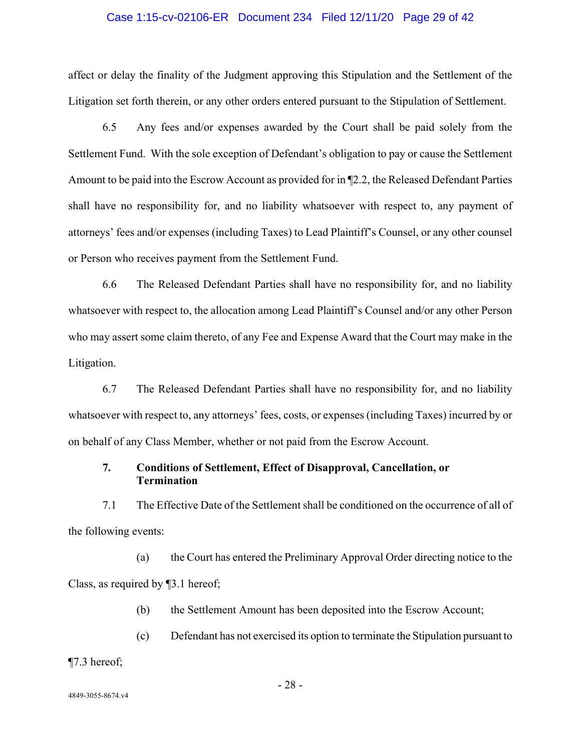affect or delay the finality of the Judgment approving this Stipulation and the Settlement of the Litigation set forth therein, or any other orders entered pursuant to the Stipulation of Settlement.

6.5 Any fees and/or expenses awarded by the Court shall be paid solely from the Settlement Fund. With the sole exception of Defendant's obligation to pay or cause the Settlement Amount to be paid into the Escrow Account as provided for in ¶2.2, the Released Defendant Parties shall have no responsibility for, and no liability whatsoever with respect to, any payment of attorneys' fees and/or expenses (including Taxes) to Lead Plaintiff's Counsel, or any other counsel or Person who receives payment from the Settlement Fund.

6.6 The Released Defendant Parties shall have no responsibility for, and no liability whatsoever with respect to, the allocation among Lead Plaintiff's Counsel and/or any other Person who may assert some claim thereto, of any Fee and Expense Award that the Court may make in the Litigation.

6.7 The Released Defendant Parties shall have no responsibility for, and no liability whatsoever with respect to, any attorneys' fees, costs, or expenses (including Taxes) incurred by or on behalf of any Class Member, whether or not paid from the Escrow Account.

**7. Conditions of Settlement, Effect of Disapproval, Cancellation, or Termination**

7.1 The Effective Date of the Settlement shall be conditioned on the occurrence of all of the following events:

(a) the Court has entered the Preliminary Approval Order directing notice to the Class, as required by ¶3.1 hereof;

(b) the Settlement Amount has been deposited into the Escrow Account;

(c) Defendant has not exercised its option to terminate the Stipulation pursuant to ¶7.3 hereof;

4849-3055-8674.v4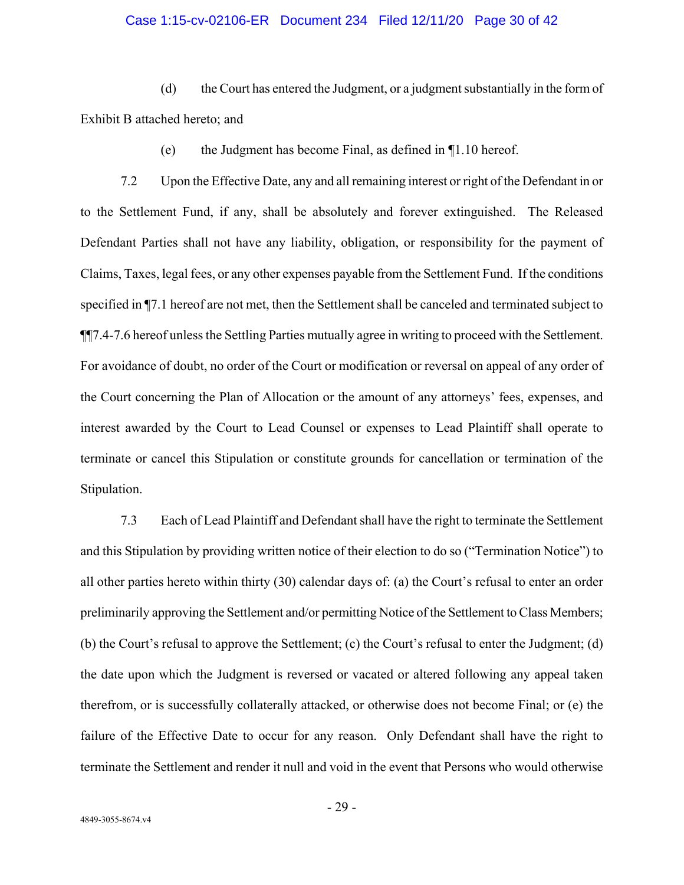(d) the Court has entered the Judgment, or a judgment substantially in the form of Exhibit B attached hereto; and

(e) the Judgment has become Final, as defined in ¶1.10 hereof.

7.2 Upon the Effective Date, any and all remaining interest or right of the Defendant in or to the Settlement Fund, if any, shall be absolutely and forever extinguished. The Released Defendant Parties shall not have any liability, obligation, or responsibility for the payment of Claims, Taxes, legal fees, or any other expenses payable from the Settlement Fund. If the conditions specified in ¶7.1 hereof are not met, then the Settlement shall be canceled and terminated subject to ¶¶7.4-7.6 hereof unless the Settling Parties mutually agree in writing to proceed with the Settlement. For avoidance of doubt, no order of the Court or modification or reversal on appeal of any order of the Court concerning the Plan of Allocation or the amount of any attorneys' fees, expenses, and interest awarded by the Court to Lead Counsel or expenses to Lead Plaintiff shall operate to terminate or cancel this Stipulation or constitute grounds for cancellation or termination of the Stipulation.

7.3 Each of Lead Plaintiff and Defendant shall have the right to terminate the Settlement and this Stipulation by providing written notice of their election to do so ("Termination Notice") to all other parties hereto within thirty (30) calendar days of: (a) the Court's refusal to enter an order preliminarily approving the Settlement and/or permitting Notice of the Settlement to Class Members; (b) the Court's refusal to approve the Settlement; (c) the Court's refusal to enter the Judgment; (d) the date upon which the Judgment is reversed or vacated or altered following any appeal taken therefrom, or is successfully collaterally attacked, or otherwise does not become Final; or (e) the failure of the Effective Date to occur for any reason. Only Defendant shall have the right to terminate the Settlement and render it null and void in the event that Persons who would otherwise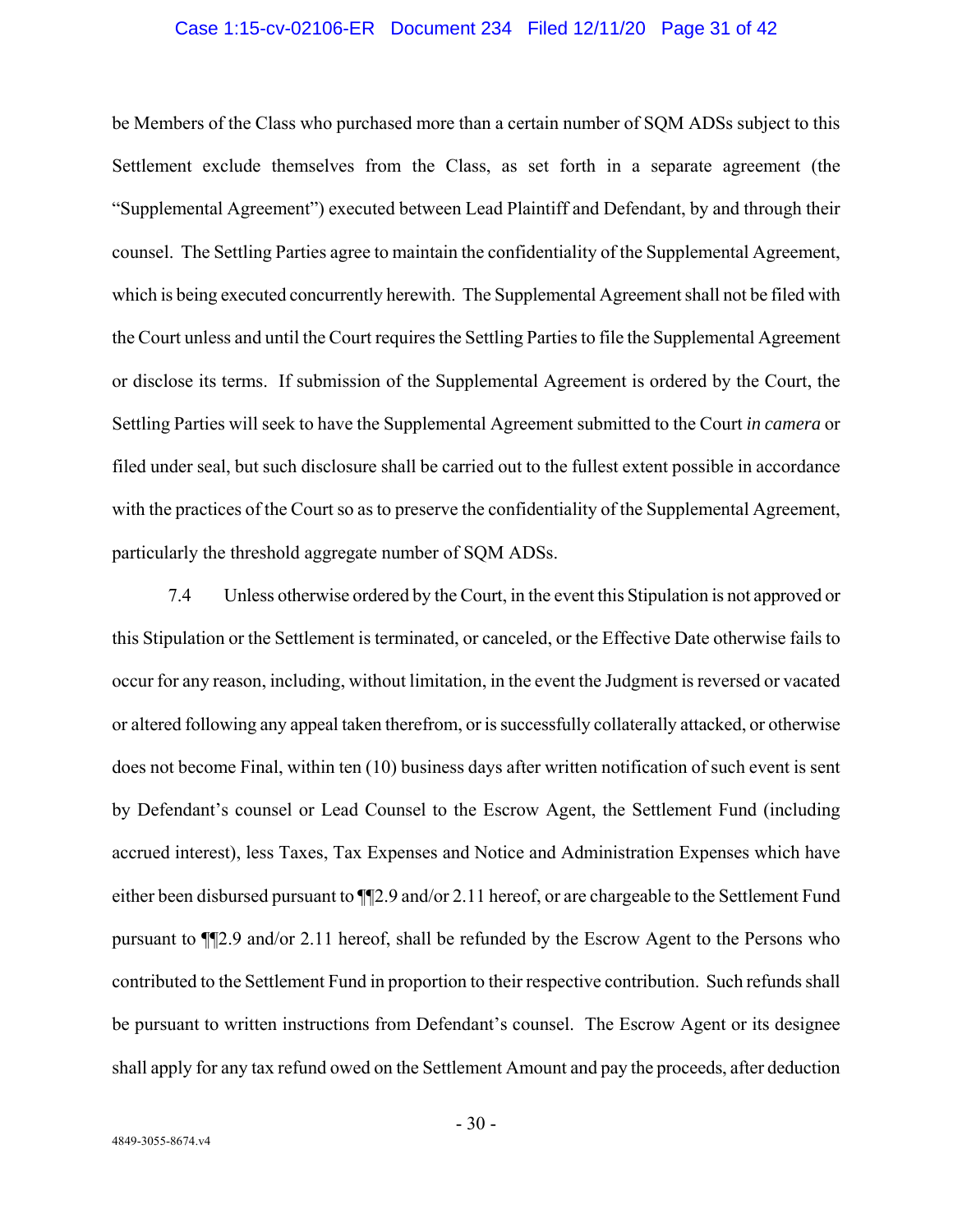be Members of the Class who purchased more than a certain number of SQM ADSs subject to this Settlement exclude themselves from the Class, as set forth in a separate agreement (the "Supplemental Agreement") executed between Lead Plaintiff and Defendant, by and through their counsel. The Settling Parties agree to maintain the confidentiality of the Supplemental Agreement, which is being executed concurrently herewith. The Supplemental Agreement shall not be filed with the Court unless and until the Court requires the Settling Parties to file the Supplemental Agreement or disclose its terms. If submission of the Supplemental Agreement is ordered by the Court, the Settling Parties will seek to have the Supplemental Agreement submitted to the Court *in camera* or filed under seal, but such disclosure shall be carried out to the fullest extent possible in accordance with the practices of the Court so as to preserve the confidentiality of the Supplemental Agreement, particularly the threshold aggregate number of SQM ADSs.

7.4 Unless otherwise ordered by the Court, in the event this Stipulation is not approved or this Stipulation or the Settlement is terminated, or canceled, or the Effective Date otherwise fails to occur for any reason, including, without limitation, in the event the Judgment is reversed or vacated or altered following any appeal taken therefrom, or is successfully collaterally attacked, or otherwise does not become Final, within ten (10) business days after written notification of such event is sent by Defendant's counsel or Lead Counsel to the Escrow Agent, the Settlement Fund (including accrued interest), less Taxes, Tax Expenses and Notice and Administration Expenses which have either been disbursed pursuant to ¶¶2.9 and/or 2.11 hereof, or are chargeable to the Settlement Fund pursuant to ¶¶2.9 and/or 2.11 hereof, shall be refunded by the Escrow Agent to the Persons who contributed to the Settlement Fund in proportion to their respective contribution. Such refunds shall be pursuant to written instructions from Defendant's counsel. The Escrow Agent or its designee shall apply for any tax refund owed on the Settlement Amount and pay the proceeds, after deduction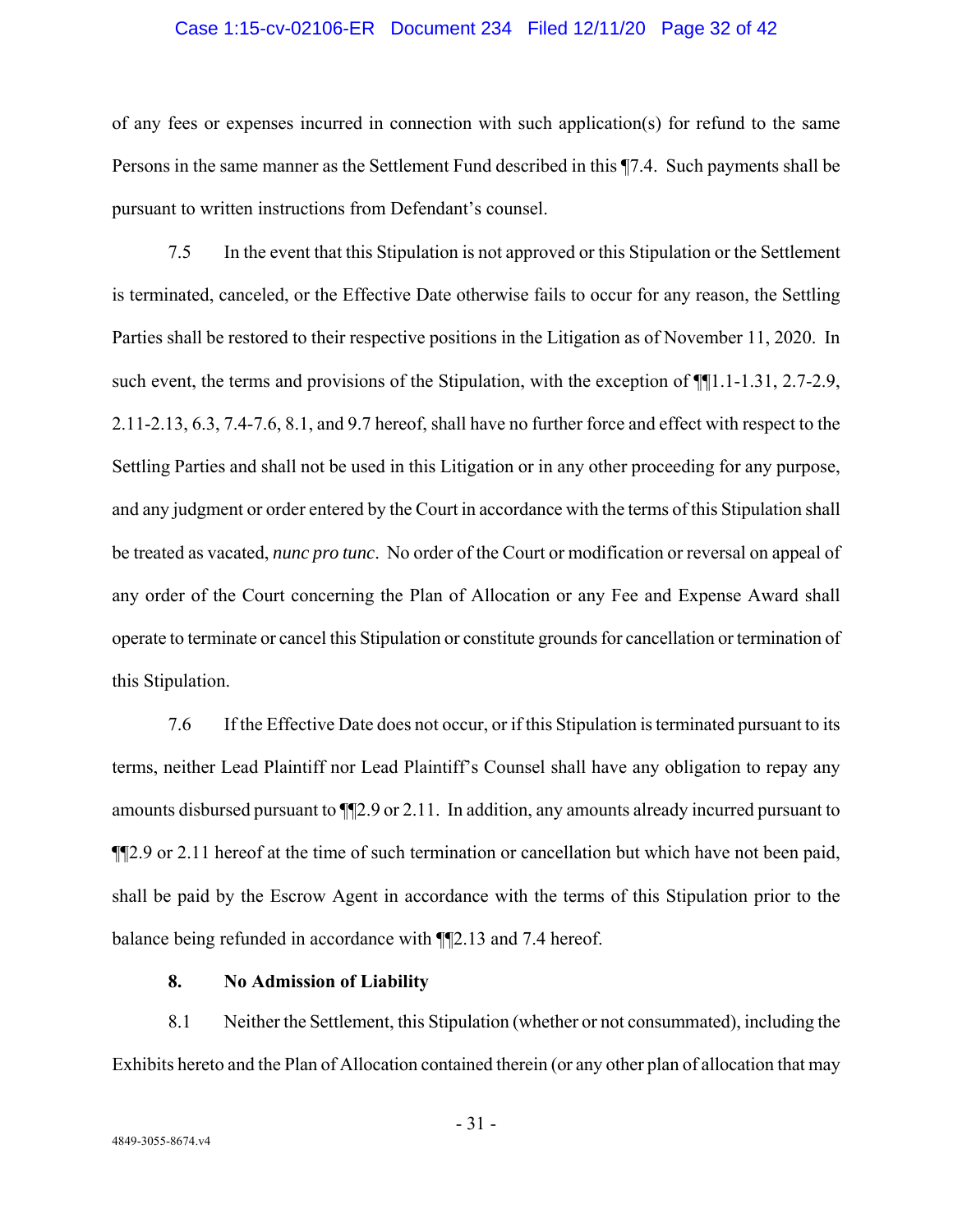of any fees or expenses incurred in connection with such application(s) for refund to the same Persons in the same manner as the Settlement Fund described in this ¶7.4. Such payments shall be pursuant to written instructions from Defendant's counsel.

7.5 In the event that this Stipulation is not approved or this Stipulation or the Settlement is terminated, canceled, or the Effective Date otherwise fails to occur for any reason, the Settling Parties shall be restored to their respective positions in the Litigation as of November 11, 2020. In such event, the terms and provisions of the Stipulation, with the exception of ¶¶1.1-1.31, 2.7-2.9, 2.11-2.13, 6.3, 7.4-7.6, 8.1, and 9.7 hereof, shall have no further force and effect with respect to the Settling Parties and shall not be used in this Litigation or in any other proceeding for any purpose, and any judgment or order entered by the Court in accordance with the terms of this Stipulation shall be treated as vacated, *nunc pro tunc*. No order of the Court or modification or reversal on appeal of any order of the Court concerning the Plan of Allocation or any Fee and Expense Award shall operate to terminate or cancel this Stipulation or constitute grounds for cancellation or termination of this Stipulation.

7.6 If the Effective Date does not occur, or if this Stipulation is terminated pursuant to its terms, neither Lead Plaintiff nor Lead Plaintiff's Counsel shall have any obligation to repay any amounts disbursed pursuant to ¶¶2.9 or 2.11. In addition, any amounts already incurred pursuant to ¶¶2.9 or 2.11 hereof at the time of such termination or cancellation but which have not been paid, shall be paid by the Escrow Agent in accordance with the terms of this Stipulation prior to the balance being refunded in accordance with ¶¶2.13 and 7.4 hereof.

## 8. No Admission of Liability

8.1 Neither the Settlement, this Stipulation (whether or not consummated), including the Exhibits hereto and the Plan of Allocation contained therein (or any other plan of allocation that may

4849-3055-8674.v4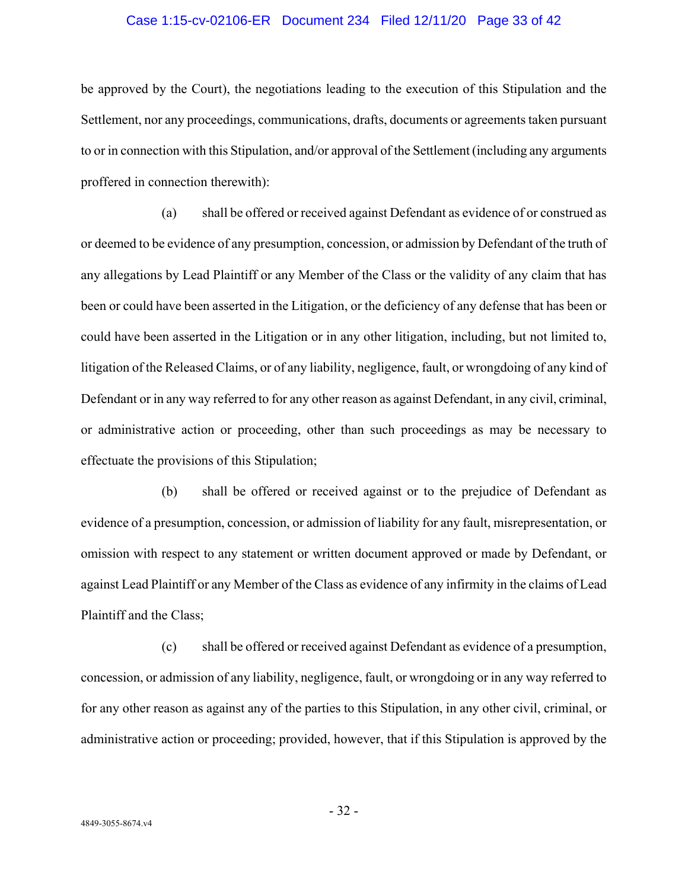be approved by the Court), the negotiations leading to the execution of this Stipulation and the Settlement, nor any proceedings, communications, drafts, documents or agreements taken pursuant to or in connection with this Stipulation, and/or approval of the Settlement (including any arguments proffered in connection therewith):

(a) shall be offered or received against Defendant as evidence of or construed as or deemed to be evidence of any presumption, concession, or admission by Defendant of the truth of any allegations by Lead Plaintiff or any Member of the Class or the validity of any claim that has been or could have been asserted in the Litigation, or the deficiency of any defense that has been or could have been asserted in the Litigation or in any other litigation, including, but not limited to, litigation of the Released Claims, or of any liability, negligence, fault, or wrongdoing of any kind of Defendant or in any way referred to for any other reason as against Defendant, in any civil, criminal, or administrative action or proceeding, other than such proceedings as may be necessary to effectuate the provisions of this Stipulation;

(b) shall be offered or received against or to the prejudice of Defendant as evidence of a presumption, concession, or admission of liability for any fault, misrepresentation, or omission with respect to any statement or written document approved or made by Defendant, or against Lead Plaintiff or any Member of the Class as evidence of any infirmity in the claims of Lead Plaintiff and the Class;

(c) shall be offered or received against Defendant as evidence of a presumption, concession, or admission of any liability, negligence, fault, or wrongdoing or in any way referred to for any other reason as against any of the parties to this Stipulation, in any other civil, criminal, or administrative action or proceeding; provided, however, that if this Stipulation is approved by the

4849-3055-8674.v4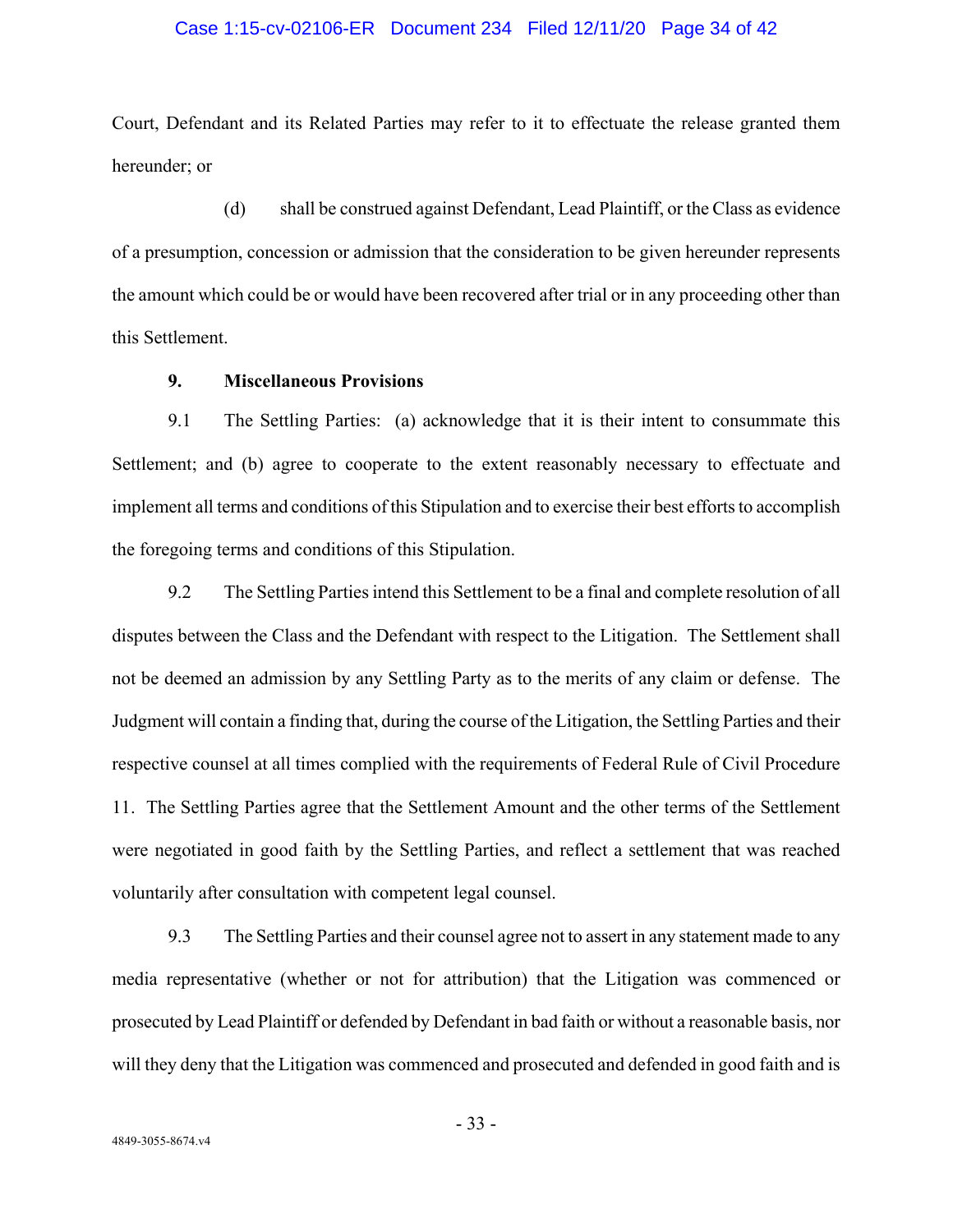Court, Defendant and its Related Parties may refer to it to effectuate the release granted them hereunder; or

(d) shall be construed against Defendant, Lead Plaintiff, or the Class as evidence of a presumption, concession or admission that the consideration to be given hereunder represents the amount which could be or would have been recovered after trial or in any proceeding other than this Settlement.

**9. Miscellaneous Provisions**

9.1 The Settling Parties: (a) acknowledge that it is their intent to consummate this Settlement; and (b) agree to cooperate to the extent reasonably necessary to effectuate and implement all terms and conditions of this Stipulation and to exercise their best efforts to accomplish the foregoing terms and conditions of this Stipulation.

9.2 The Settling Parties intend this Settlement to be a final and complete resolution of all disputes between the Class and the Defendant with respect to the Litigation. The Settlement shall not be deemed an admission by any Settling Party as to the merits of any claim or defense. The Judgment will contain a finding that, during the course of the Litigation, the Settling Parties and their respective counsel at all times complied with the requirements of Federal Rule of Civil Procedure 11. The Settling Parties agree that the Settlement Amount and the other terms of the Settlement were negotiated in good faith by the Settling Parties, and reflect a settlement that was reached voluntarily after consultation with competent legal counsel.

9.3 The Settling Parties and their counsel agree not to assert in any statement made to any media representative (whether or not for attribution) that the Litigation was commenced or prosecuted by Lead Plaintiff or defended by Defendant in bad faith or without a reasonable basis, nor will they deny that the Litigation was commenced and prosecuted and defended in good faith and is

4849-3055-8674.v4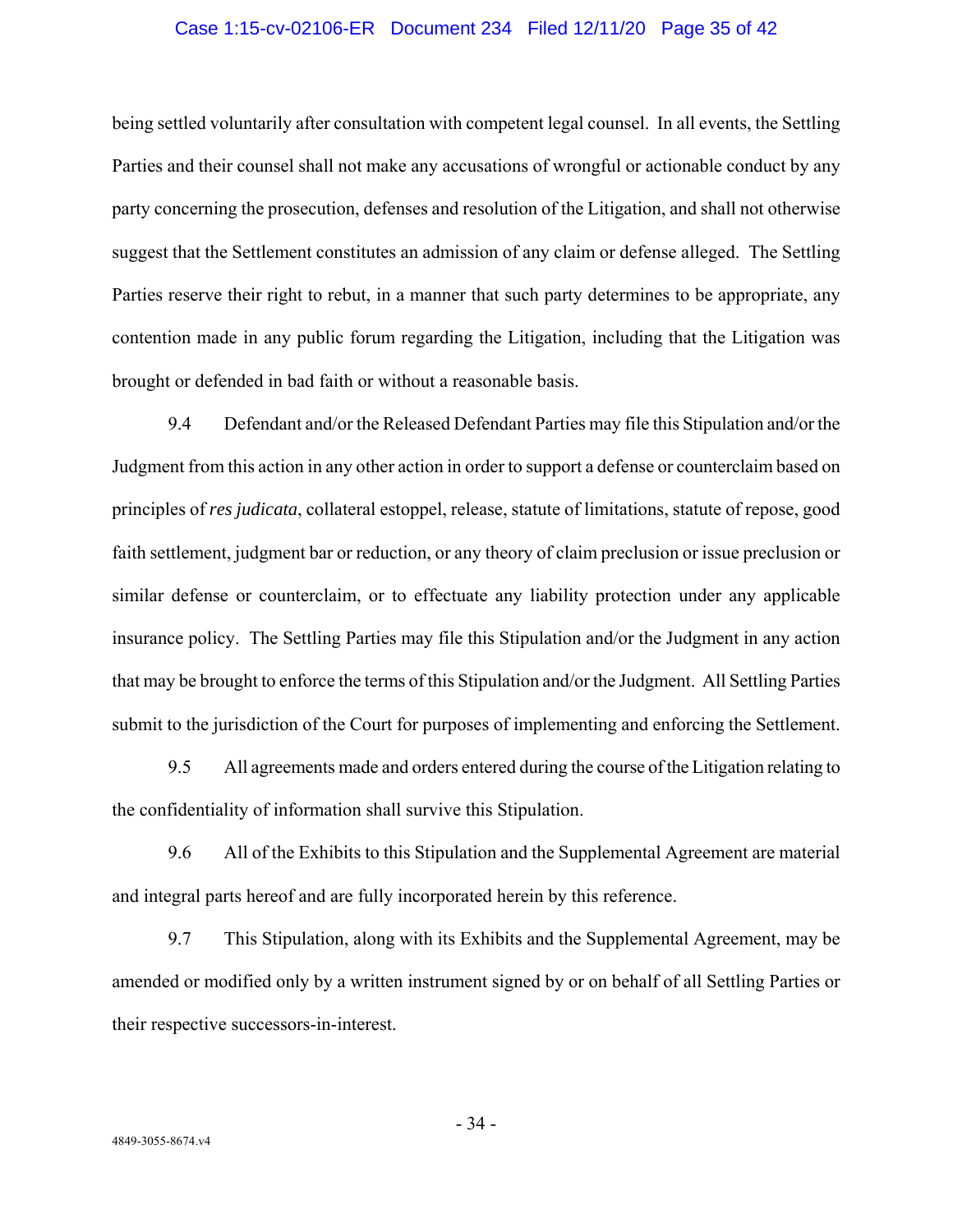being settled voluntarily after consultation with competent legal counsel. In all events, the Settling Parties and their counsel shall not make any accusations of wrongful or actionable conduct by any party concerning the prosecution, defenses and resolution of the Litigation, and shall not otherwise suggest that the Settlement constitutes an admission of any claim or defense alleged. The Settling Parties reserve their right to rebut, in a manner that such party determines to be appropriate, any contention made in any public forum regarding the Litigation, including that the Litigation was brought or defended in bad faith or without a reasonable basis.

9.4 Defendant and/or the Released Defendant Parties may file this Stipulation and/or the Judgment from this action in any other action in order to support a defense or counterclaim based on principles of *res judicata*, collateral estoppel, release, statute of limitations, statute of repose, good faith settlement, judgment bar or reduction, or any theory of claim preclusion or issue preclusion or similar defense or counterclaim, or to effectuate any liability protection under any applicable insurance policy. The Settling Parties may file this Stipulation and/or the Judgment in any action that may be brought to enforce the terms of this Stipulation and/or the Judgment. All Settling Parties submit to the jurisdiction of the Court for purposes of implementing and enforcing the Settlement.

9.5 All agreements made and orders entered during the course of the Litigation relating to the confidentiality of information shall survive this Stipulation.

9.6 All of the Exhibits to this Stipulation and the Supplemental Agreement are material and integral parts hereof and are fully incorporated herein by this reference.

9.7 This Stipulation, along with its Exhibits and the Supplemental Agreement, may be amended or modified only by a written instrument signed by or on behalf of all Settling Parties or their respective successors-in-interest.

4849-3055-8674.v4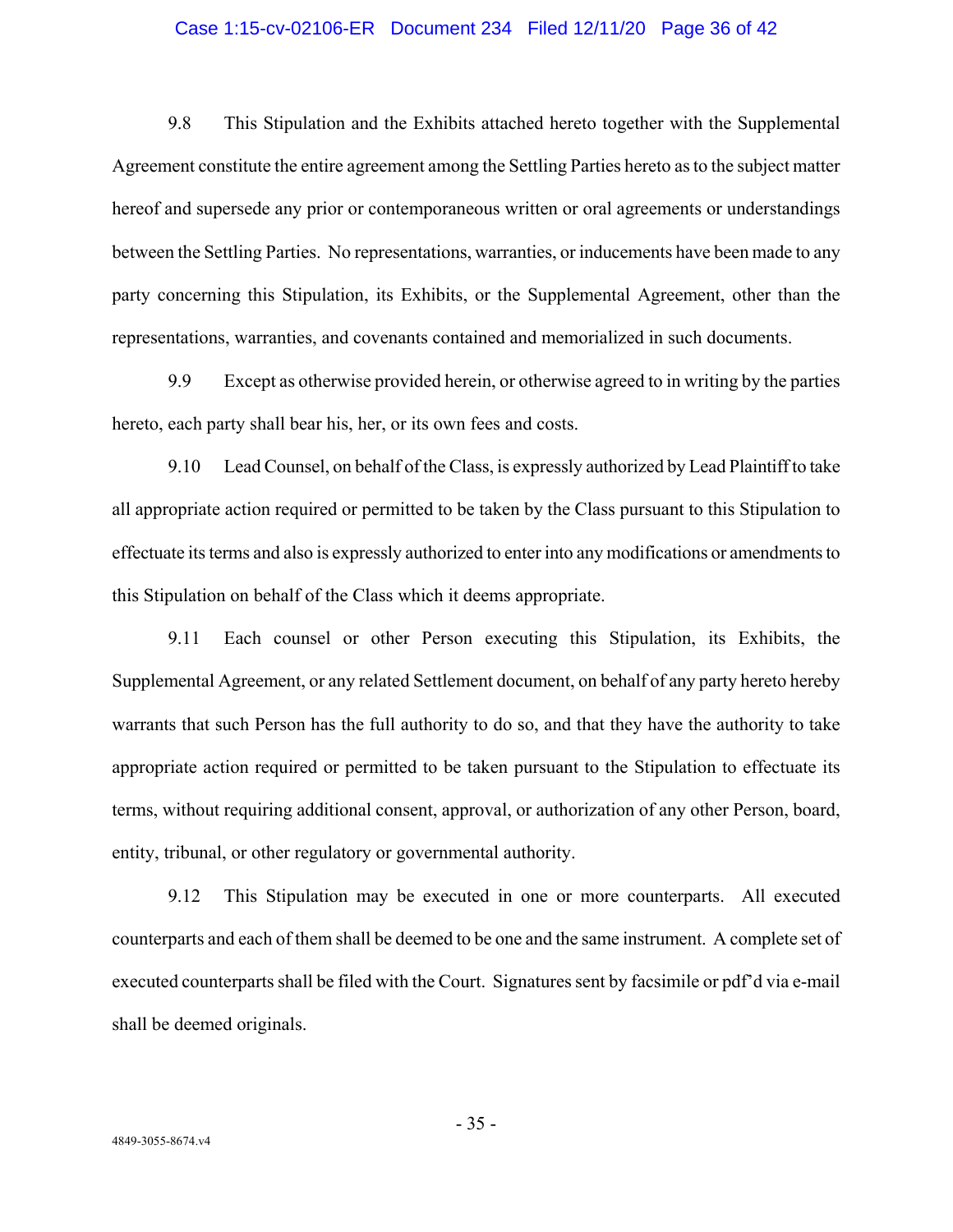9.8 This Stipulation and the Exhibits attached hereto together with the Supplemental Agreement constitute the entire agreement among the Settling Parties hereto as to the subject matter hereof and supersede any prior or contemporaneous written or oral agreements or understandings between the Settling Parties. No representations, warranties, or inducements have been made to any party concerning this Stipulation, its Exhibits, or the Supplemental Agreement, other than the representations, warranties, and covenants contained and memorialized in such documents.

9.9 Except as otherwise provided herein, or otherwise agreed to in writing by the parties hereto, each party shall bear his, her, or its own fees and costs.

9.10 Lead Counsel, on behalf of the Class, is expressly authorized by Lead Plaintiff to take all appropriate action required or permitted to be taken by the Class pursuant to this Stipulation to effectuate its terms and also is expressly authorized to enter into any modifications or amendments to this Stipulation on behalf of the Class which it deems appropriate.

9.11 Each counsel or other Person executing this Stipulation, its Exhibits, the Supplemental Agreement, or any related Settlement document, on behalf of any party hereto hereby warrants that such Person has the full authority to do so, and that they have the authority to take appropriate action required or permitted to be taken pursuant to the Stipulation to effectuate its terms, without requiring additional consent, approval, or authorization of any other Person, board, entity, tribunal, or other regulatory or governmental authority.

9.12 This Stipulation may be executed in one or more counterparts. All executed counterparts and each of them shall be deemed to be one and the same instrument. A complete set of executed counterparts shall be filed with the Court. Signatures sent by facsimile or pdf'd via e-mail shall be deemed originals.

4849-3055-8674.v4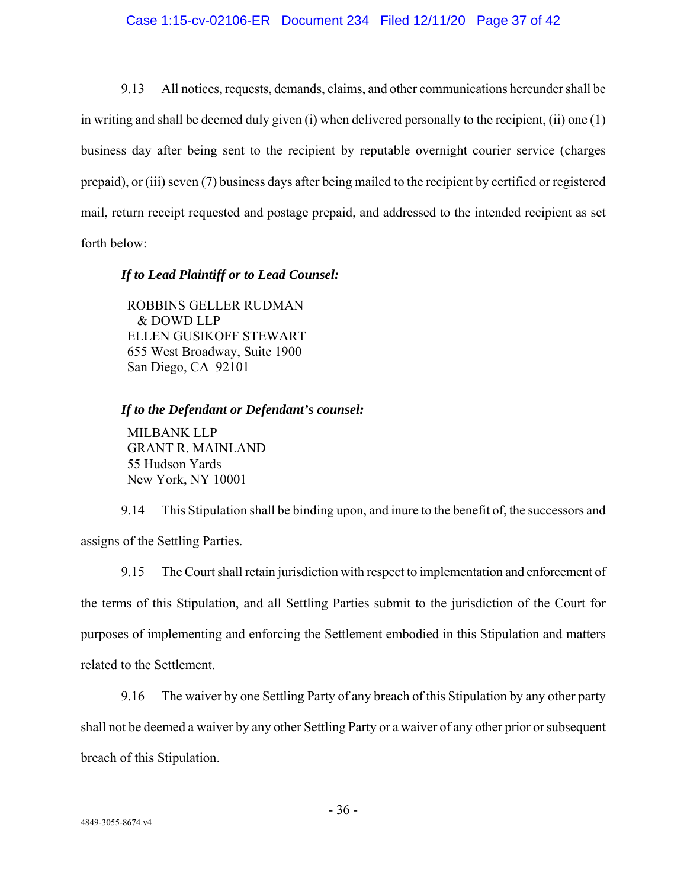9.13 All notices, requests, demands, claims, and other communications hereunder shall be in writing and shall be deemed duly given (i) when delivered personally to the recipient, (ii) one (1) business day after being sent to the recipient by reputable overnight courier service (charges prepaid), or (iii) seven (7) business days after being mailed to the recipient by certified or registered mail, return receipt requested and postage prepaid, and addressed to the intended recipient as set forth below:

***If to Lead Plaintiff or to Lead Counsel:***

ROBBINS GELLER RUDMAN
& DOWD LLP
ELLEN GUSIKOFF STEWART
655 West Broadway, Suite 1900
San Diego, CA 92101

***If to the Defendant or Defendant's counsel:***

MILBANK LLP
GRANT R. MAINLAND
55 Hudson Yards
New York, NY 10001

9.14 This Stipulation shall be binding upon, and inure to the benefit of, the successors and assigns of the Settling Parties.

9.15 The Court shall retain jurisdiction with respect to implementation and enforcement of the terms of this Stipulation, and all Settling Parties submit to the jurisdiction of the Court for purposes of implementing and enforcing the Settlement embodied in this Stipulation and matters related to the Settlement.

9.16 The waiver by one Settling Party of any breach of this Stipulation by any other party shall not be deemed a waiver by any other Settling Party or a waiver of any other prior or subsequent breach of this Stipulation.

4849-3055-8674.v4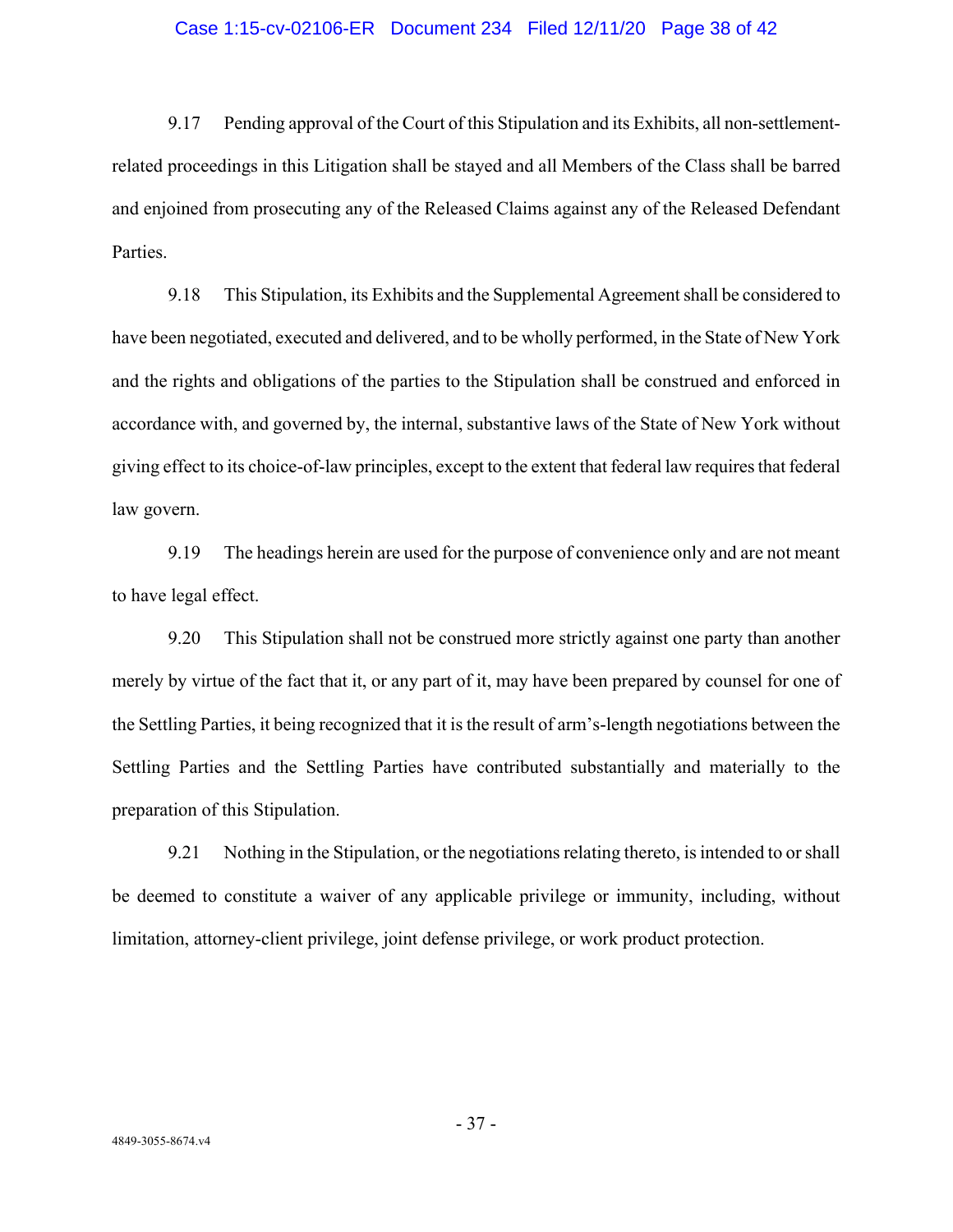9.17 Pending approval of the Court of this Stipulation and its Exhibits, all non-settlement-related proceedings in this Litigation shall be stayed and all Members of the Class shall be barred and enjoined from prosecuting any of the Released Claims against any of the Released Defendant Parties.

9.18 This Stipulation, its Exhibits and the Supplemental Agreement shall be considered to have been negotiated, executed and delivered, and to be wholly performed, in the State of New York and the rights and obligations of the parties to the Stipulation shall be construed and enforced in accordance with, and governed by, the internal, substantive laws of the State of New York without giving effect to its choice-of-law principles, except to the extent that federal law requires that federal law govern.

9.19 The headings herein are used for the purpose of convenience only and are not meant to have legal effect.

9.20 This Stipulation shall not be construed more strictly against one party than another merely by virtue of the fact that it, or any part of it, may have been prepared by counsel for one of the Settling Parties, it being recognized that it is the result of arm's-length negotiations between the Settling Parties and the Settling Parties have contributed substantially and materially to the preparation of this Stipulation.

9.21 Nothing in the Stipulation, or the negotiations relating thereto, is intended to or shall be deemed to constitute a waiver of any applicable privilege or immunity, including, without limitation, attorney-client privilege, joint defense privilege, or work product protection.

4849-3055-8674.v4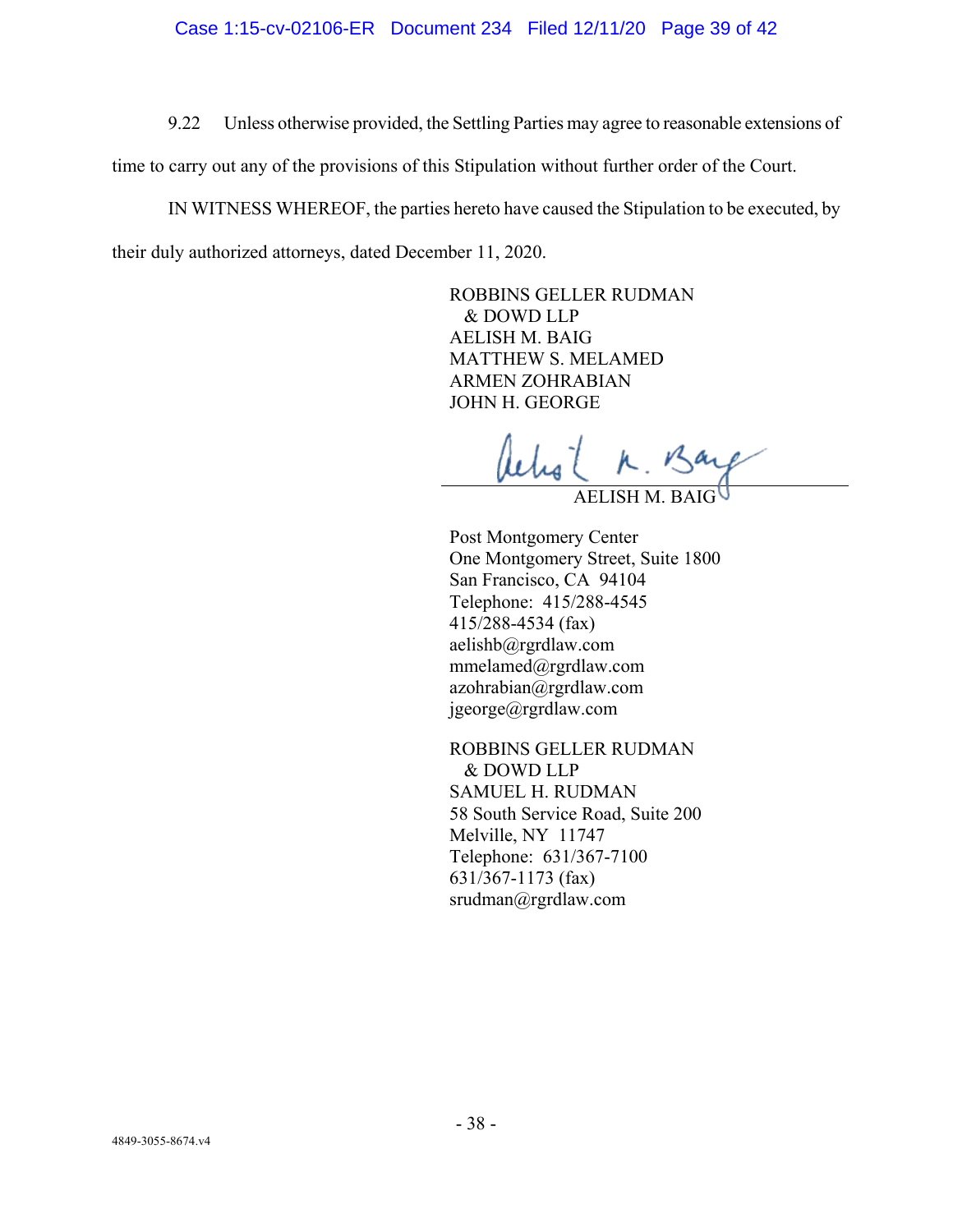9.22 Unless otherwise provided, the Settling Parties may agree to reasonable extensions of time to carry out any of the provisions of this Stipulation without further order of the Court.

IN WITNESS WHEREOF, the parties hereto have caused the Stipulation to be executed, by their duly authorized attorneys, dated December 11, 2020.

ROBBINS GELLER RUDMAN & DOWD LLP
AELISH M. BAIG
MATTHEW S. MELAMED
ARMEN ZOHRABIAN
JOHN H. GEORGE

AELISH M. BAIG

Post Montgomery Center
One Montgomery Street, Suite 1800
San Francisco, CA 94104
Telephone: 415/288-4545
415/288-4534 (fax)
aelishb@rgrdlaw.com
mmelamed@rgrdlaw.com
azohrabian@rgrdlaw.com
jgeorge@rgrdlaw.com

ROBBINS GELLER RUDMAN & DOWD LLP
SAMUEL H. RUDMAN
58 South Service Road, Suite 200
Melville, NY 11747
Telephone: 631/367-7100
631/367-1173 (fax)
srudman@rgrdlaw.com

4849-3055-8674.v4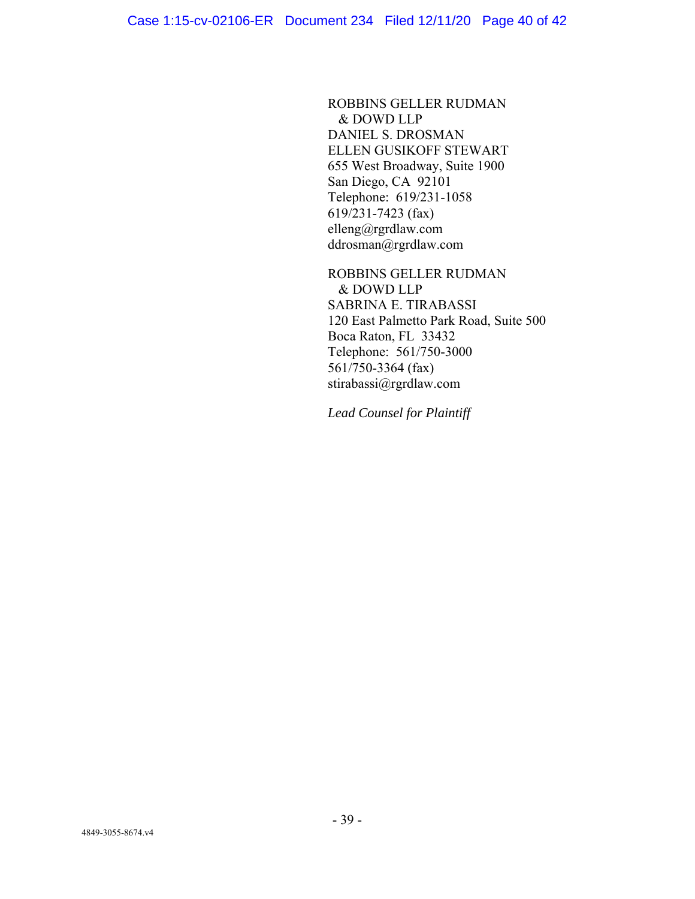ROBBINS GELLER RUDMAN
  & DOWD LLP
DANIEL S. DROSMAN
ELLEN GUSIKOFF STEWART
655 West Broadway, Suite 1900
San Diego, CA 92101
Telephone: 619/231-1058
619/231-7423 (fax)
elleng@rgrdlaw.com
ddrosman@rgrdlaw.com

ROBBINS GELLER RUDMAN
  & DOWD LLP
SABRINA E. TIRABASSI
120 East Palmetto Park Road, Suite 500
Boca Raton, FL 33432
Telephone: 561/750-3000
561/750-3364 (fax)
stirabassi@rgrdlaw.com

*Lead Counsel for Plaintiff*

4849-3055-8674.v4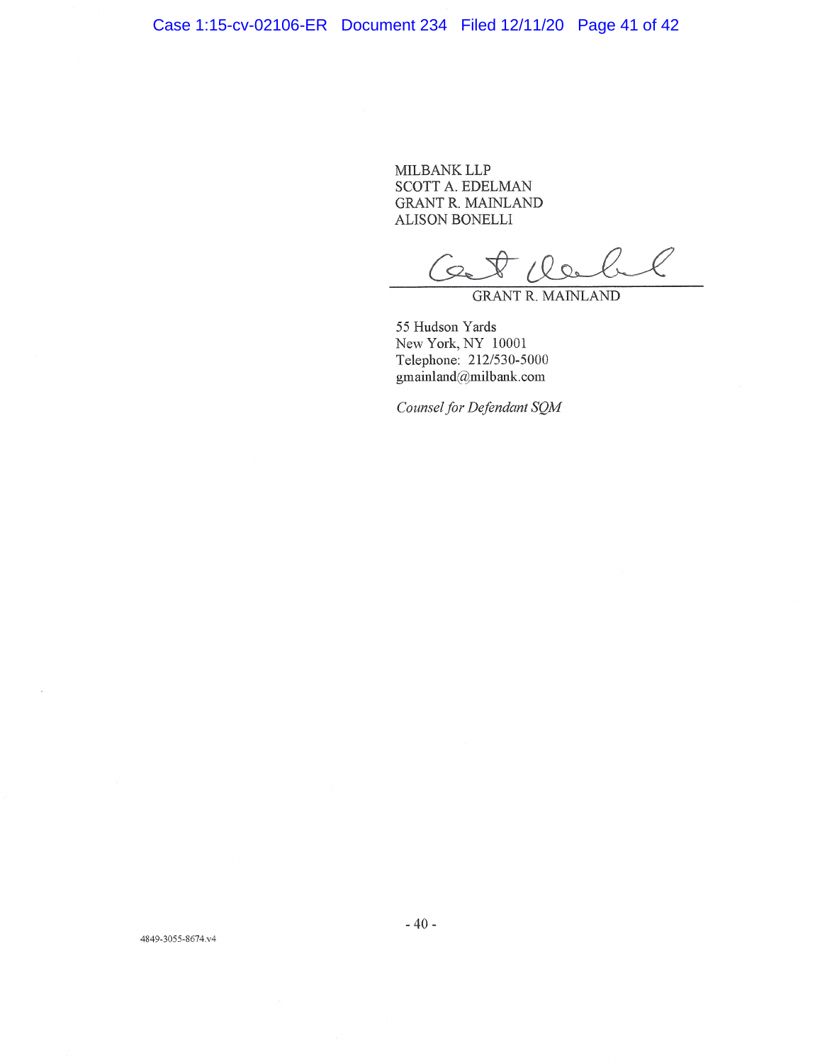MILBANK LLP
SCOTT A. EDELMAN
GRANT R. MAINLAND
ALISON BONELLI

GRANT R. MAINLAND

55 Hudson Yards
New York, NY 10001
Telephone: 212/530-5000
gmainland@milbank.com

*Counsel for Defendant SQM*

4849-3055-8674.v4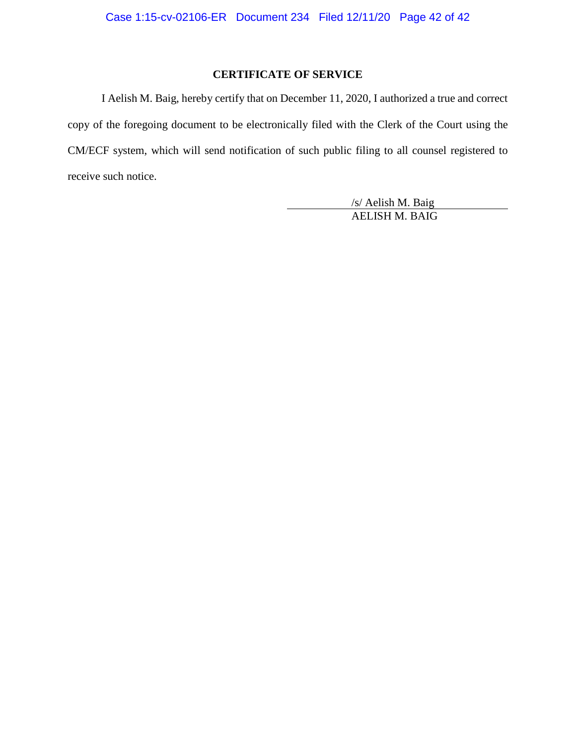## CERTIFICATE OF SERVICE

I Aelish M. Baig, hereby certify that on December 11, 2020, I authorized a true and correct copy of the foregoing document to be electronically filed with the Clerk of the Court using the CM/ECF system, which will send notification of such public filing to all counsel registered to receive such notice.

/s/ Aelish M. Baig
AELISH M. BAIG